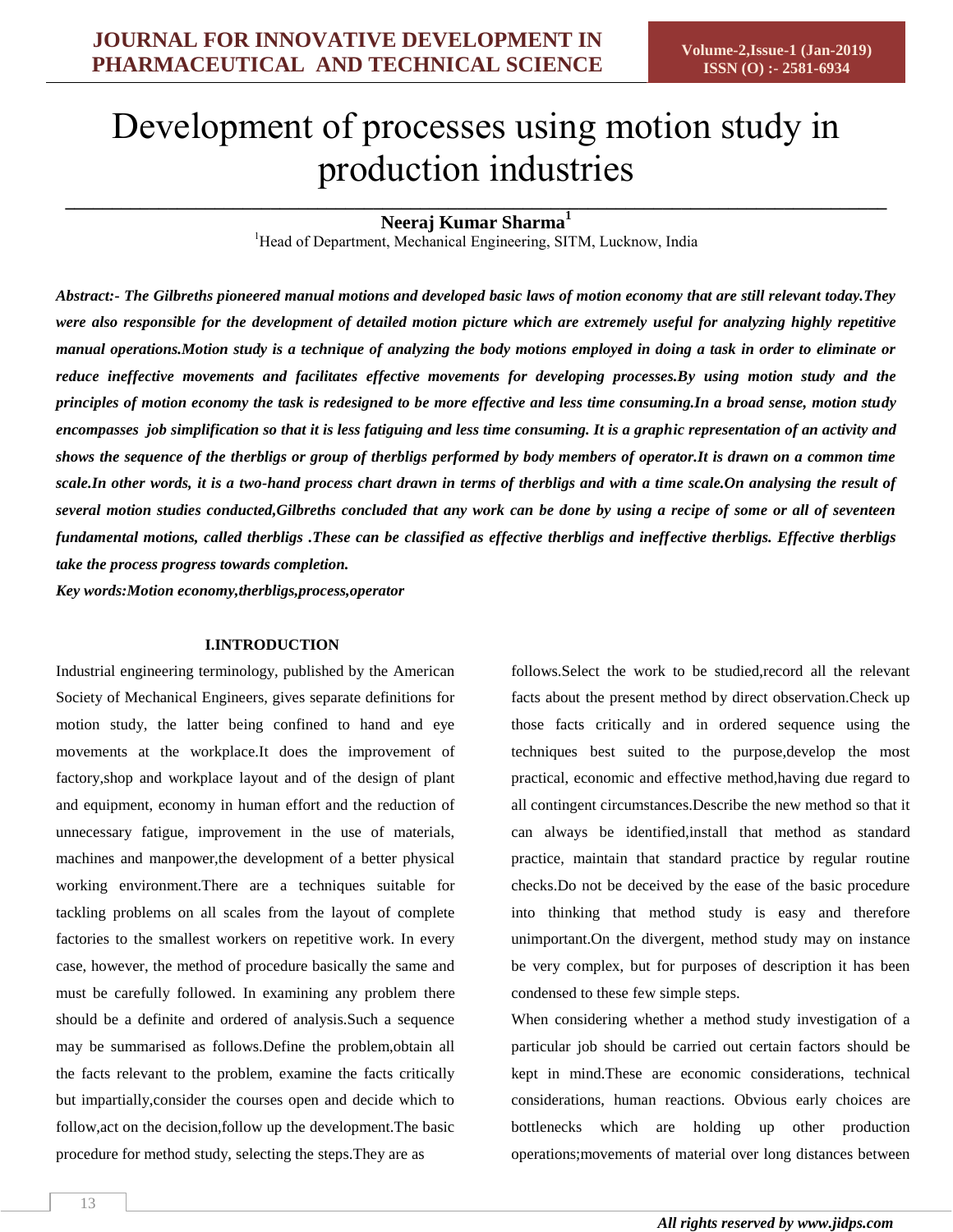# Development of processes using motion study in production industries

**Neeraj Kumar Sharma**[1]

[1]Head of Department, Mechanical Engineering, SITM, Lucknow, India

***Abstract:- The Gilbreths pioneered manual motions and developed basic laws of motion economy that are still relevant today.They were also responsible for the development of detailed motion picture which are extremely useful for analyzing highly repetitive manual operations.Motion study is a technique of analyzing the body motions employed in doing a task in order to eliminate or reduce ineffective movements and facilitates effective movements for developing processes.By using motion study and the principles of motion economy the task is redesigned to be more effective and less time consuming.In a broad sense, motion study encompasses job simplification so that it is less fatiguing and less time consuming. It is a graphic representation of an activity and shows the sequence of the therbligs or group of therbligs performed by body members of operator.It is drawn on a common time scale.In other words, it is a two-hand process chart drawn in terms of therbligs and with a time scale.On analysing the result of several motion studies conducted,Gilbreths concluded that any work can be done by using a recipe of some or all of seventeen fundamental motions, called therbligs .These can be classified as effective therbligs and ineffective therbligs. Effective therbligs take the process progress towards completion.***

***Key words:Motion economy,therbligs,process,operator***

## I.INTRODUCTION

Industrial engineering terminology, published by the American Society of Mechanical Engineers, gives separate definitions for motion study, the latter being confined to hand and eye movements at the workplace.It does the improvement of factory,shop and workplace layout and of the design of plant and equipment, economy in human effort and the reduction of unnecessary fatigue, improvement in the use of materials, machines and manpower,the development of a better physical working environment.There are a techniques suitable for tackling problems on all scales from the layout of complete factories to the smallest workers on repetitive work. In every case, however, the method of procedure basically the same and must be carefully followed. In examining any problem there should be a definite and ordered of analysis.Such a sequence may be summarised as follows.Define the problem,obtain all the facts relevant to the problem, examine the facts critically but impartially,consider the courses open and decide which to follow,act on the decision,follow up the development.The basic procedure for method study, selecting the steps.They are as follows.Select the work to be studied,record all the relevant facts about the present method by direct observation.Check up those facts critically and in ordered sequence using the techniques best suited to the purpose,develop the most practical, economic and effective method,having due regard to all contingent circumstances.Describe the new method so that it can always be identified,install that method as standard practice, maintain that standard practice by regular routine checks.Do not be deceived by the ease of the basic procedure into thinking that method study is easy and therefore unimportant.On the divergent, method study may on instance be very complex, but for purposes of description it has been condensed to these few simple steps.

When considering whether a method study investigation of a particular job should be carried out certain factors should be kept in mind.These are economic considerations, technical considerations, human reactions. Obvious early choices are bottlenecks which are holding up other production operations;movements of material over long distances between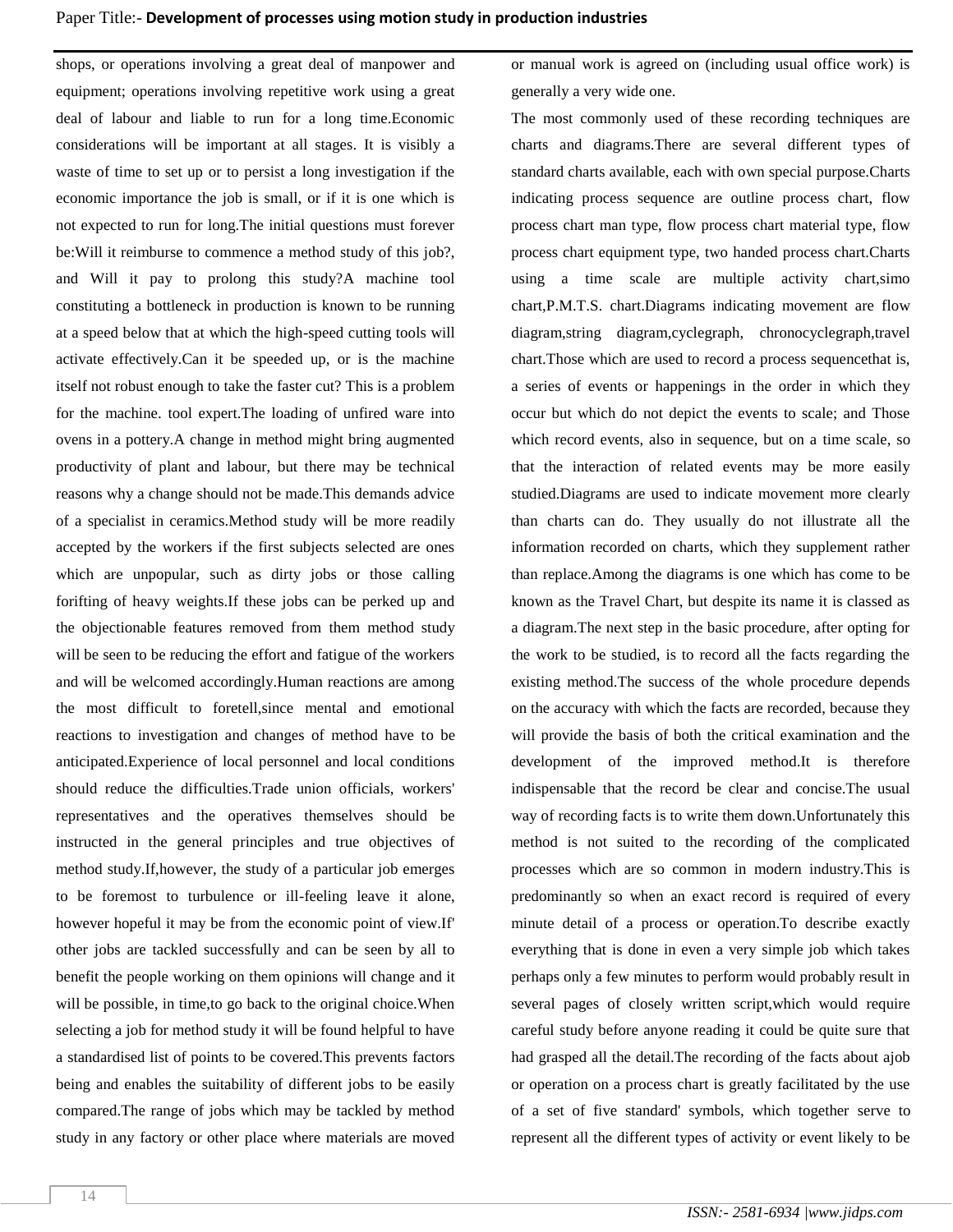shops, or operations involving a great deal of manpower and equipment; operations involving repetitive work using a great deal of labour and liable to run for a long time.Economic considerations will be important at all stages. It is visibly a waste of time to set up or to persist a long investigation if the economic importance the job is small, or if it is one which is not expected to run for long.The initial questions must forever be:Will it reimburse to commence a method study of this job?, and Will it pay to prolong this study?A machine tool constituting a bottleneck in production is known to be running at a speed below that at which the high-speed cutting tools will activate effectively.Can it be speeded up, or is the machine itself not robust enough to take the faster cut? This is a problem for the machine. tool expert.The loading of unfired ware into ovens in a pottery.A change in method might bring augmented productivity of plant and labour, but there may be technical reasons why a change should not be made.This demands advice of a specialist in ceramics.Method study will be more readily accepted by the workers if the first subjects selected are ones which are unpopular, such as dirty jobs or those calling forifting of heavy weights.If these jobs can be perked up and the objectionable features removed from them method study will be seen to be reducing the effort and fatigue of the workers and will be welcomed accordingly.Human reactions are among the most difficult to foretell,since mental and emotional reactions to investigation and changes of method have to be anticipated.Experience of local personnel and local conditions should reduce the difficulties.Trade union officials, workers' representatives and the operatives themselves should be instructed in the general principles and true objectives of method study.If,however, the study of a particular job emerges to be foremost to turbulence or ill-feeling leave it alone, however hopeful it may be from the economic point of view.If' other jobs are tackled successfully and can be seen by all to benefit the people working on them opinions will change and it will be possible, in time,to go back to the original choice.When selecting a job for method study it will be found helpful to have a standardised list of points to be covered.This prevents factors being and enables the suitability of different jobs to be easily compared.The range of jobs which may be tackled by method study in any factory or other place where materials are moved or manual work is agreed on (including usual office work) is generally a very wide one.

The most commonly used of these recording techniques are charts and diagrams.There are several different types of standard charts available, each with own special purpose.Charts indicating process sequence are outline process chart, flow process chart man type, flow process chart material type, flow process chart equipment type, two handed process chart.Charts using a time scale are multiple activity chart,simo chart,P.M.T.S. chart.Diagrams indicating movement are flow diagram,string diagram,cyclegraph, chronocyclegraph,travel chart.Those which are used to record a process sequencethat is, a series of events or happenings in the order in which they occur but which do not depict the events to scale; and Those which record events, also in sequence, but on a time scale, so that the interaction of related events may be more easily studied.Diagrams are used to indicate movement more clearly than charts can do. They usually do not illustrate all the information recorded on charts, which they supplement rather than replace.Among the diagrams is one which has come to be known as the Travel Chart, but despite its name it is classed as a diagram.The next step in the basic procedure, after opting for the work to be studied, is to record all the facts regarding the existing method.The success of the whole procedure depends on the accuracy with which the facts are recorded, because they will provide the basis of both the critical examination and the development of the improved method.It is therefore indispensable that the record be clear and concise.The usual way of recording facts is to write them down.Unfortunately this method is not suited to the recording of the complicated processes which are so common in modern industry.This is predominantly so when an exact record is required of every minute detail of a process or operation.To describe exactly everything that is done in even a very simple job which takes perhaps only a few minutes to perform would probably result in several pages of closely written script,which would require careful study before anyone reading it could be quite sure that had grasped all the detail.The recording of the facts about ajob or operation on a process chart is greatly facilitated by the use of a set of five standard' symbols, which together serve to represent all the different types of activity or event likely to be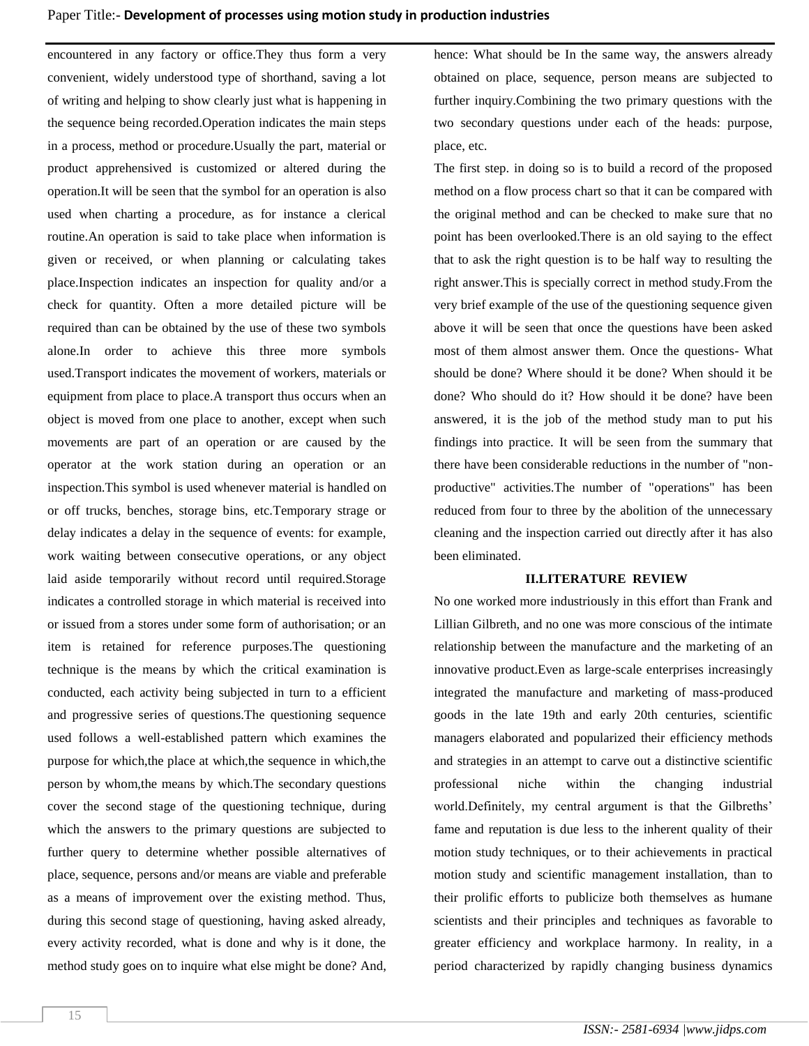encountered in any factory or office.They thus form a very convenient, widely understood type of shorthand, saving a lot of writing and helping to show clearly just what is happening in the sequence being recorded.Operation indicates the main steps in a process, method or procedure.Usually the part, material or product apprehensived is customized or altered during the operation.It will be seen that the symbol for an operation is also used when charting a procedure, as for instance a clerical routine.An operation is said to take place when information is given or received, or when planning or calculating takes place.Inspection indicates an inspection for quality and/or a check for quantity. Often a more detailed picture will be required than can be obtained by the use of these two symbols alone.In order to achieve this three more symbols used.Transport indicates the movement of workers, materials or equipment from place to place.A transport thus occurs when an object is moved from one place to another, except when such movements are part of an operation or are caused by the operator at the work station during an operation or an inspection.This symbol is used whenever material is handled on or off trucks, benches, storage bins, etc.Temporary strage or delay indicates a delay in the sequence of events: for example, work waiting between consecutive operations, or any object laid aside temporarily without record until required.Storage indicates a controlled storage in which material is received into or issued from a stores under some form of authorisation; or an item is retained for reference purposes.The questioning technique is the means by which the critical examination is conducted, each activity being subjected in turn to a efficient and progressive series of questions.The questioning sequence used follows a well-established pattern which examines the purpose for which,the place at which,the sequence in which,the person by whom,the means by which.The secondary questions cover the second stage of the questioning technique, during which the answers to the primary questions are subjected to further query to determine whether possible alternatives of place, sequence, persons and/or means are viable and preferable as a means of improvement over the existing method. Thus, during this second stage of questioning, having asked already, every activity recorded, what is done and why is it done, the method study goes on to inquire what else might be done? And, hence: What should be In the same way, the answers already obtained on place, sequence, person means are subjected to further inquiry.Combining the two primary questions with the two secondary questions under each of the heads: purpose, place, etc.

The first step. in doing so is to build a record of the proposed method on a flow process chart so that it can be compared with the original method and can be checked to make sure that no point has been overlooked.There is an old saying to the effect that to ask the right question is to be half way to resulting the right answer.This is specially correct in method study.From the very brief example of the use of the questioning sequence given above it will be seen that once the questions have been asked most of them almost answer them. Once the questions- What should be done? Where should it be done? When should it be done? Who should do it? How should it be done? have been answered, it is the job of the method study man to put his findings into practice. It will be seen from the summary that there have been considerable reductions in the number of "non-productive" activities.The number of "operations" has been reduced from four to three by the abolition of the unnecessary cleaning and the inspection carried out directly after it has also been eliminated.

## II.LITERATURE REVIEW

No one worked more industriously in this effort than Frank and Lillian Gilbreth, and no one was more conscious of the intimate relationship between the manufacture and the marketing of an innovative product.Even as large-scale enterprises increasingly integrated the manufacture and marketing of mass-produced goods in the late 19th and early 20th centuries, scientific managers elaborated and popularized their efficiency methods and strategies in an attempt to carve out a distinctive scientific professional niche within the changing industrial world.Definitely, my central argument is that the Gilbreths' fame and reputation is due less to the inherent quality of their motion study techniques, or to their achievements in practical motion study and scientific management installation, than to their prolific efforts to publicize both themselves as humane scientists and their principles and techniques as favorable to greater efficiency and workplace harmony. In reality, in a period characterized by rapidly changing business dynamics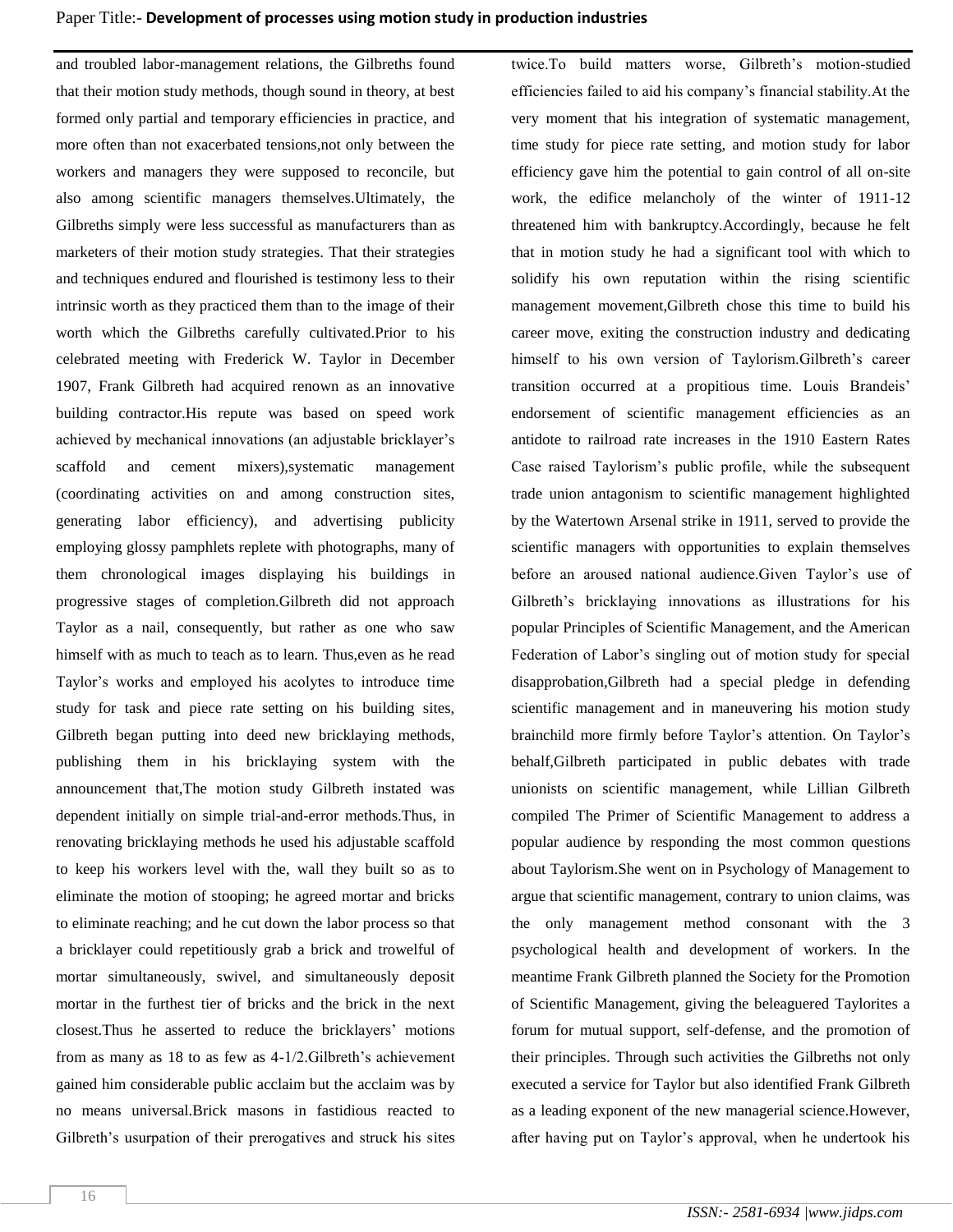and troubled labor-management relations, the Gilbreths found that their motion study methods, though sound in theory, at best formed only partial and temporary efficiencies in practice, and more often than not exacerbated tensions,not only between the workers and managers they were supposed to reconcile, but also among scientific managers themselves.Ultimately, the Gilbreths simply were less successful as manufacturers than as marketers of their motion study strategies. That their strategies and techniques endured and flourished is testimony less to their intrinsic worth as they practiced them than to the image of their worth which the Gilbreths carefully cultivated.Prior to his celebrated meeting with Frederick W. Taylor in December 1907, Frank Gilbreth had acquired renown as an innovative building contractor.His repute was based on speed work achieved by mechanical innovations (an adjustable bricklayer's scaffold and cement mixers),systematic management (coordinating activities on and among construction sites, generating labor efficiency), and advertising publicity employing glossy pamphlets replete with photographs, many of them chronological images displaying his buildings in progressive stages of completion.Gilbreth did not approach Taylor as a nail, consequently, but rather as one who saw himself with as much to teach as to learn. Thus,even as he read Taylor's works and employed his acolytes to introduce time study for task and piece rate setting on his building sites, Gilbreth began putting into deed new bricklaying methods, publishing them in his bricklaying system with the announcement that,The motion study Gilbreth instated was dependent initially on simple trial-and-error methods.Thus, in renovating bricklaying methods he used his adjustable scaffold to keep his workers level with the, wall they built so as to eliminate the motion of stooping; he agreed mortar and bricks to eliminate reaching; and he cut down the labor process so that a bricklayer could repetitiously grab a brick and trowelful of mortar simultaneously, swivel, and simultaneously deposit mortar in the furthest tier of bricks and the brick in the next closest.Thus he asserted to reduce the bricklayers' motions from as many as 18 to as few as 4-1/2.Gilbreth's achievement gained him considerable public acclaim but the acclaim was by no means universal.Brick masons in fastidious reacted to Gilbreth's usurpation of their prerogatives and struck his sites twice.To build matters worse, Gilbreth's motion-studied efficiencies failed to aid his company's financial stability.At the very moment that his integration of systematic management, time study for piece rate setting, and motion study for labor efficiency gave him the potential to gain control of all on-site work, the edifice melancholy of the winter of 1911-12 threatened him with bankruptcy.Accordingly, because he felt that in motion study he had a significant tool with which to solidify his own reputation within the rising scientific management movement,Gilbreth chose this time to build his career move, exiting the construction industry and dedicating himself to his own version of Taylorism.Gilbreth's career transition occurred at a propitious time. Louis Brandeis' endorsement of scientific management efficiencies as an antidote to railroad rate increases in the 1910 Eastern Rates Case raised Taylorism's public profile, while the subsequent trade union antagonism to scientific management highlighted by the Watertown Arsenal strike in 1911, served to provide the scientific managers with opportunities to explain themselves before an aroused national audience.Given Taylor's use of Gilbreth's bricklaying innovations as illustrations for his popular Principles of Scientific Management, and the American Federation of Labor's singling out of motion study for special disapprobation,Gilbreth had a special pledge in defending scientific management and in maneuvering his motion study brainchild more firmly before Taylor's attention. On Taylor's behalf,Gilbreth participated in public debates with trade unionists on scientific management, while Lillian Gilbreth compiled The Primer of Scientific Management to address a popular audience by responding the most common questions about Taylorism.She went on in Psychology of Management to argue that scientific management, contrary to union claims, was the only management method consonant with the 3 psychological health and development of workers. In the meantime Frank Gilbreth planned the Society for the Promotion of Scientific Management, giving the beleaguered Taylorites a forum for mutual support, self-defense, and the promotion of their principles. Through such activities the Gilbreths not only executed a service for Taylor but also identified Frank Gilbreth as a leading exponent of the new managerial science.However, after having put on Taylor's approval, when he undertook his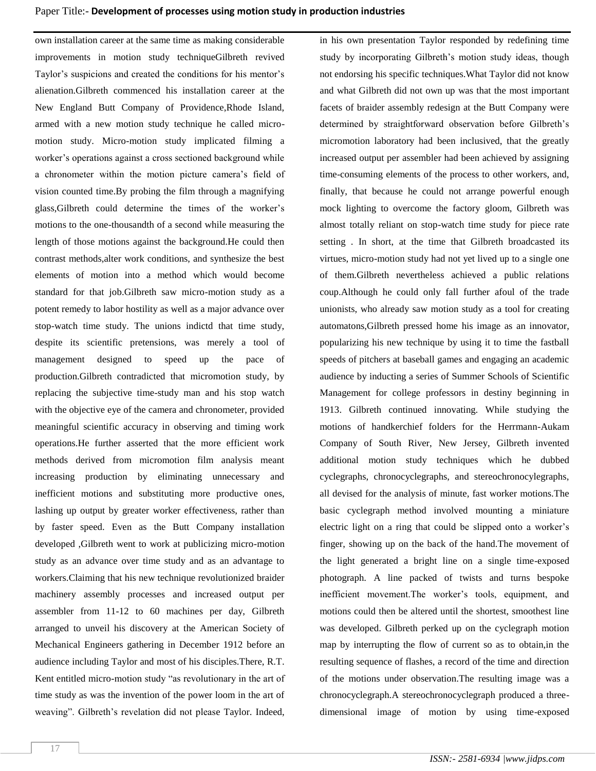own installation career at the same time as making considerable improvements in motion study techniqueGilbreth revived Taylor's suspicions and created the conditions for his mentor's alienation.Gilbreth commenced his installation career at the New England Butt Company of Providence,Rhode Island, armed with a new motion study technique he called micro-motion study. Micro-motion study implicated filming a worker's operations against a cross sectioned background while a chronometer within the motion picture camera's field of vision counted time.By probing the film through a magnifying glass,Gilbreth could determine the times of the worker's motions to the one-thousandth of a second while measuring the length of those motions against the background.He could then contrast methods,alter work conditions, and synthesize the best elements of motion into a method which would become standard for that job.Gilbreth saw micro-motion study as a potent remedy to labor hostility as well as a major advance over stop-watch time study. The unions indictd that time study, despite its scientific pretensions, was merely a tool of management designed to speed up the pace of production.Gilbreth contradicted that micromotion study, by replacing the subjective time-study man and his stop watch with the objective eye of the camera and chronometer, provided meaningful scientific accuracy in observing and timing work operations.He further asserted that the more efficient work methods derived from micromotion film analysis meant increasing production by eliminating unnecessary and inefficient motions and substituting more productive ones, lashing up output by greater worker effectiveness, rather than by faster speed. Even as the Butt Company installation developed ,Gilbreth went to work at publicizing micro-motion study as an advance over time study and as an advantage to workers.Claiming that his new technique revolutionized braider machinery assembly processes and increased output per assembler from 11-12 to 60 machines per day, Gilbreth arranged to unveil his discovery at the American Society of Mechanical Engineers gathering in December 1912 before an audience including Taylor and most of his disciples.There, R.T. Kent entitled micro-motion study "as revolutionary in the art of time study as was the invention of the power loom in the art of weaving". Gilbreth's revelation did not please Taylor. Indeed, in his own presentation Taylor responded by redefining time study by incorporating Gilbreth's motion study ideas, though not endorsing his specific techniques.What Taylor did not know and what Gilbreth did not own up was that the most important facets of braider assembly redesign at the Butt Company were determined by straightforward observation before Gilbreth's micromotion laboratory had been inclusived, that the greatly increased output per assembler had been achieved by assigning time-consuming elements of the process to other workers, and, finally, that because he could not arrange powerful enough mock lighting to overcome the factory gloom, Gilbreth was almost totally reliant on stop-watch time study for piece rate setting . In short, at the time that Gilbreth broadcasted its virtues, micro-motion study had not yet lived up to a single one of them.Gilbreth nevertheless achieved a public relations coup.Although he could only fall further afoul of the trade unionists, who already saw motion study as a tool for creating automatons,Gilbreth pressed home his image as an innovator, popularizing his new technique by using it to time the fastball speeds of pitchers at baseball games and engaging an academic audience by inducting a series of Summer Schools of Scientific Management for college professors in destiny beginning in 1913. Gilbreth continued innovating. While studying the motions of handkerchief folders for the Herrmann-Aukam Company of South River, New Jersey, Gilbreth invented additional motion study techniques which he dubbed cyclegraphs, chronocyclegraphs, and stereochronocylegraphs, all devised for the analysis of minute, fast worker motions.The basic cyclegraph method involved mounting a miniature electric light on a ring that could be slipped onto a worker's finger, showing up on the back of the hand.The movement of the light generated a bright line on a single time-exposed photograph. A line packed of twists and turns bespoke inefficient movement.The worker's tools, equipment, and motions could then be altered until the shortest, smoothest line was developed. Gilbreth perked up on the cyclegraph motion map by interrupting the flow of current so as to obtain,in the resulting sequence of flashes, a record of the time and direction of the motions under observation.The resulting image was a chronocyclegraph.A stereochronocyclegraph produced a three-dimensional image of motion by using time-exposed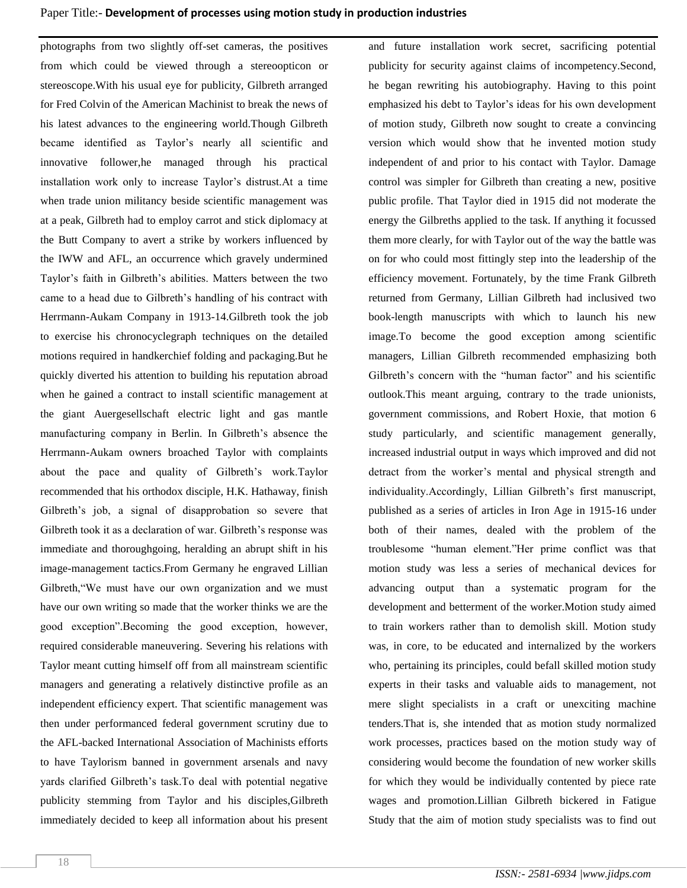photographs from two slightly off-set cameras, the positives from which could be viewed through a stereoopticon or stereoscope.With his usual eye for publicity, Gilbreth arranged for Fred Colvin of the American Machinist to break the news of his latest advances to the engineering world.Though Gilbreth became identified as Taylor's nearly all scientific and innovative follower,he managed through his practical installation work only to increase Taylor's distrust.At a time when trade union militancy beside scientific management was at a peak, Gilbreth had to employ carrot and stick diplomacy at the Butt Company to avert a strike by workers influenced by the IWW and AFL, an occurrence which gravely undermined Taylor's faith in Gilbreth's abilities. Matters between the two came to a head due to Gilbreth's handling of his contract with Herrmann-Aukam Company in 1913-14.Gilbreth took the job to exercise his chronocyclegraph techniques on the detailed motions required in handkerchief folding and packaging.But he quickly diverted his attention to building his reputation abroad when he gained a contract to install scientific management at the giant Auergesellschaft electric light and gas mantle manufacturing company in Berlin. In Gilbreth's absence the Herrmann-Aukam owners broached Taylor with complaints about the pace and quality of Gilbreth's work.Taylor recommended that his orthodox disciple, H.K. Hathaway, finish Gilbreth's job, a signal of disapprobation so severe that Gilbreth took it as a declaration of war. Gilbreth's response was immediate and thoroughgoing, heralding an abrupt shift in his image-management tactics.From Germany he engraved Lillian Gilbreth,"We must have our own organization and we must have our own writing so made that the worker thinks we are the good exception".Becoming the good exception, however, required considerable maneuvering. Severing his relations with Taylor meant cutting himself off from all mainstream scientific managers and generating a relatively distinctive profile as an independent efficiency expert. That scientific management was then under performanced federal government scrutiny due to the AFL-backed International Association of Machinists efforts to have Taylorism banned in government arsenals and navy yards clarified Gilbreth's task.To deal with potential negative publicity stemming from Taylor and his disciples,Gilbreth immediately decided to keep all information about his present and future installation work secret, sacrificing potential publicity for security against claims of incompetency.Second, he began rewriting his autobiography. Having to this point emphasized his debt to Taylor's ideas for his own development of motion study, Gilbreth now sought to create a convincing version which would show that he invented motion study independent of and prior to his contact with Taylor. Damage control was simpler for Gilbreth than creating a new, positive public profile. That Taylor died in 1915 did not moderate the energy the Gilbreths applied to the task. If anything it focussed them more clearly, for with Taylor out of the way the battle was on for who could most fittingly step into the leadership of the efficiency movement. Fortunately, by the time Frank Gilbreth returned from Germany, Lillian Gilbreth had inclusived two book-length manuscripts with which to launch his new image.To become the good exception among scientific managers, Lillian Gilbreth recommended emphasizing both Gilbreth's concern with the "human factor" and his scientific outlook.This meant arguing, contrary to the trade unionists, government commissions, and Robert Hoxie, that motion 6 study particularly, and scientific management generally, increased industrial output in ways which improved and did not detract from the worker's mental and physical strength and individuality.Accordingly, Lillian Gilbreth's first manuscript, published as a series of articles in Iron Age in 1915-16 under both of their names, dealed with the problem of the troublesome "human element."Her prime conflict was that motion study was less a series of mechanical devices for advancing output than a systematic program for the development and betterment of the worker.Motion study aimed to train workers rather than to demolish skill. Motion study was, in core, to be educated and internalized by the workers who, pertaining its principles, could befall skilled motion study experts in their tasks and valuable aids to management, not mere slight specialists in a craft or unexciting machine tenders.That is, she intended that as motion study normalized work processes, practices based on the motion study way of considering would become the foundation of new worker skills for which they would be individually contented by piece rate wages and promotion.Lillian Gilbreth bickered in Fatigue Study that the aim of motion study specialists was to find out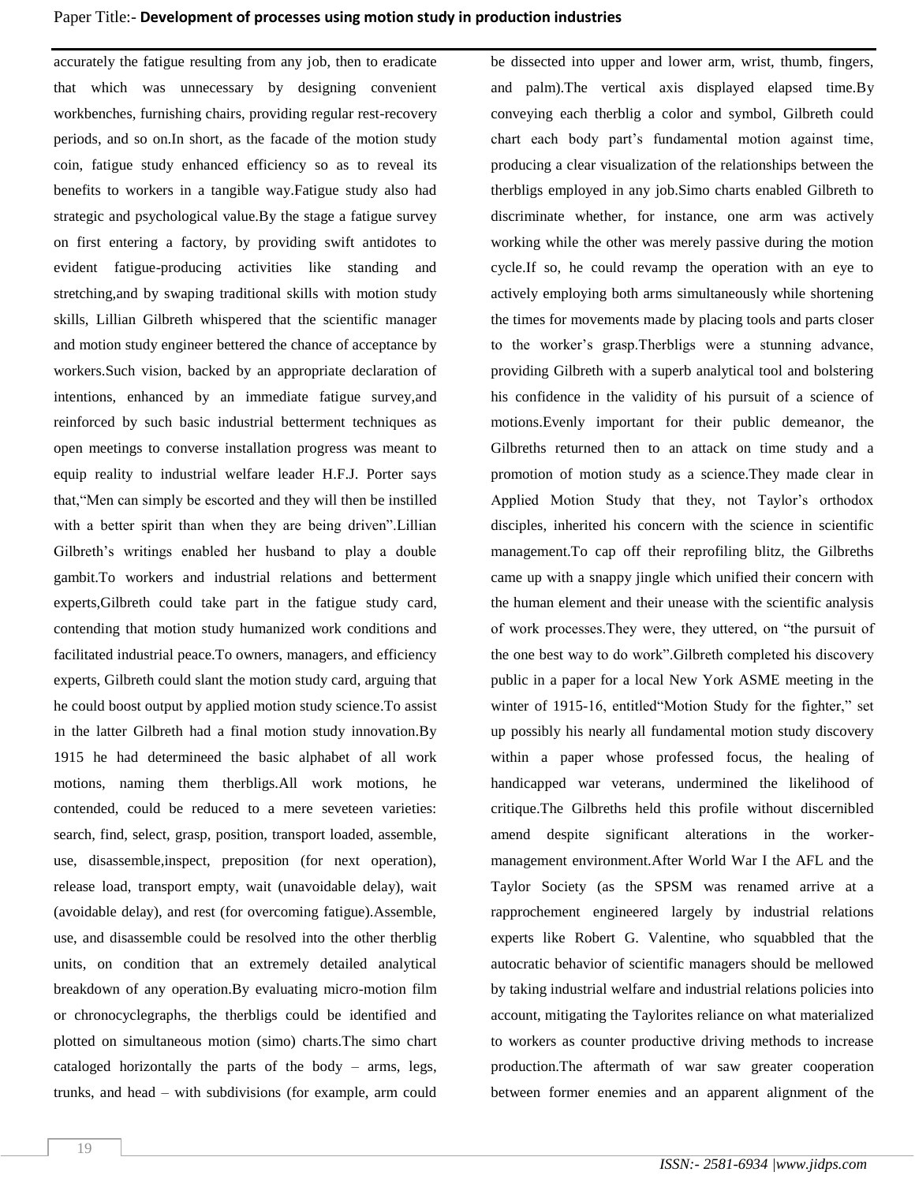accurately the fatigue resulting from any job, then to eradicate that which was unnecessary by designing convenient workbenches, furnishing chairs, providing regular rest-recovery periods, and so on.In short, as the facade of the motion study coin, fatigue study enhanced efficiency so as to reveal its benefits to workers in a tangible way.Fatigue study also had strategic and psychological value.By the stage a fatigue survey on first entering a factory, by providing swift antidotes to evident fatigue-producing activities like standing and stretching,and by swaping traditional skills with motion study skills, Lillian Gilbreth whispered that the scientific manager and motion study engineer bettered the chance of acceptance by workers.Such vision, backed by an appropriate declaration of intentions, enhanced by an immediate fatigue survey,and reinforced by such basic industrial betterment techniques as open meetings to converse installation progress was meant to equip reality to industrial welfare leader H.F.J. Porter says that,"Men can simply be escorted and they will then be instilled with a better spirit than when they are being driven".Lillian Gilbreth's writings enabled her husband to play a double gambit.To workers and industrial relations and betterment experts,Gilbreth could take part in the fatigue study card, contending that motion study humanized work conditions and facilitated industrial peace.To owners, managers, and efficiency experts, Gilbreth could slant the motion study card, arguing that he could boost output by applied motion study science.To assist in the latter Gilbreth had a final motion study innovation.By 1915 he had determineed the basic alphabet of all work motions, naming them therbligs.All work motions, he contended, could be reduced to a mere seveteen varieties: search, find, select, grasp, position, transport loaded, assemble, use, disassemble,inspect, preposition (for next operation), release load, transport empty, wait (unavoidable delay), wait (avoidable delay), and rest (for overcoming fatigue).Assemble, use, and disassemble could be resolved into the other therblig units, on condition that an extremely detailed analytical breakdown of any operation.By evaluating micro-motion film or chronocyclegraphs, the therbligs could be identified and plotted on simultaneous motion (simo) charts.The simo chart cataloged horizontally the parts of the body – arms, legs, trunks, and head – with subdivisions (for example, arm could be dissected into upper and lower arm, wrist, thumb, fingers, and palm).The vertical axis displayed elapsed time.By conveying each therblig a color and symbol, Gilbreth could chart each body part's fundamental motion against time, producing a clear visualization of the relationships between the therbligs employed in any job.Simo charts enabled Gilbreth to discriminate whether, for instance, one arm was actively working while the other was merely passive during the motion cycle.If so, he could revamp the operation with an eye to actively employing both arms simultaneously while shortening the times for movements made by placing tools and parts closer to the worker's grasp.Therbligs were a stunning advance, providing Gilbreth with a superb analytical tool and bolstering his confidence in the validity of his pursuit of a science of motions.Evenly important for their public demeanor, the Gilbreths returned then to an attack on time study and a promotion of motion study as a science.They made clear in Applied Motion Study that they, not Taylor's orthodox disciples, inherited his concern with the science in scientific management.To cap off their reprofiling blitz, the Gilbreths came up with a snappy jingle which unified their concern with the human element and their unease with the scientific analysis of work processes.They were, they uttered, on "the pursuit of the one best way to do work".Gilbreth completed his discovery public in a paper for a local New York ASME meeting in the winter of 1915-16, entitled"Motion Study for the fighter," set up possibly his nearly all fundamental motion study discovery within a paper whose professed focus, the healing of handicapped war veterans, undermined the likelihood of critique.The Gilbreths held this profile without discernibled amend despite significant alterations in the worker-management environment.After World War I the AFL and the Taylor Society (as the SPSM was renamed arrive at a rapprochement engineered largely by industrial relations experts like Robert G. Valentine, who squabbled that the autocratic behavior of scientific managers should be mellowed by taking industrial welfare and industrial relations policies into account, mitigating the Taylorites reliance on what materialized to workers as counter productive driving methods to increase production.The aftermath of war saw greater cooperation between former enemies and an apparent alignment of the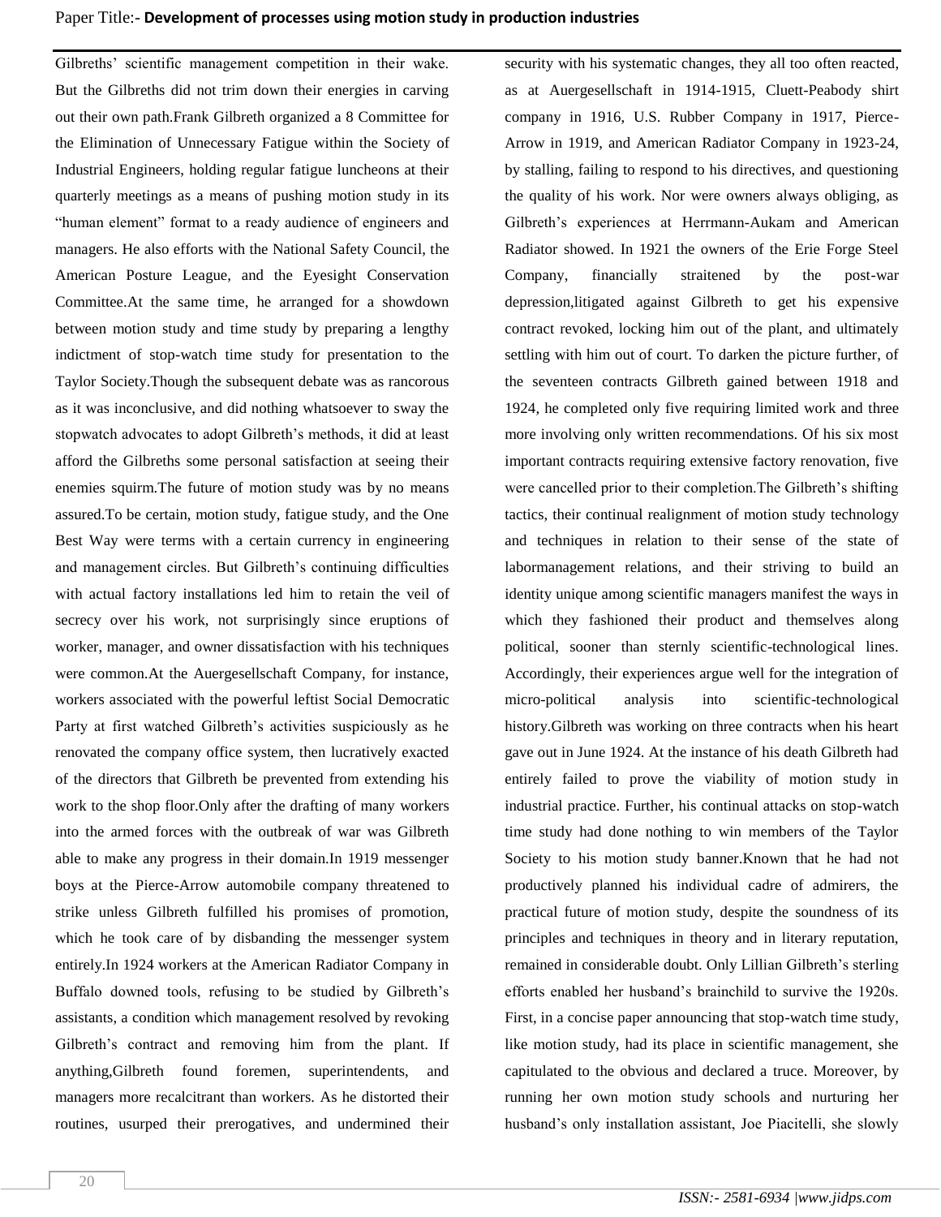Gilbreths' scientific management competition in their wake. But the Gilbreths did not trim down their energies in carving out their own path.Frank Gilbreth organized a 8 Committee for the Elimination of Unnecessary Fatigue within the Society of Industrial Engineers, holding regular fatigue luncheons at their quarterly meetings as a means of pushing motion study in its "human element" format to a ready audience of engineers and managers. He also efforts with the National Safety Council, the American Posture League, and the Eyesight Conservation Committee.At the same time, he arranged for a showdown between motion study and time study by preparing a lengthy indictment of stop-watch time study for presentation to the Taylor Society.Though the subsequent debate was as rancorous as it was inconclusive, and did nothing whatsoever to sway the stopwatch advocates to adopt Gilbreth's methods, it did at least afford the Gilbreths some personal satisfaction at seeing their enemies squirm.The future of motion study was by no means assured.To be certain, motion study, fatigue study, and the One Best Way were terms with a certain currency in engineering and management circles. But Gilbreth's continuing difficulties with actual factory installations led him to retain the veil of secrecy over his work, not surprisingly since eruptions of worker, manager, and owner dissatisfaction with his techniques were common.At the Auergesellschaft Company, for instance, workers associated with the powerful leftist Social Democratic Party at first watched Gilbreth's activities suspiciously as he renovated the company office system, then lucratively exacted of the directors that Gilbreth be prevented from extending his work to the shop floor.Only after the drafting of many workers into the armed forces with the outbreak of war was Gilbreth able to make any progress in their domain.In 1919 messenger boys at the Pierce-Arrow automobile company threatened to strike unless Gilbreth fulfilled his promises of promotion, which he took care of by disbanding the messenger system entirely.In 1924 workers at the American Radiator Company in Buffalo downed tools, refusing to be studied by Gilbreth's assistants, a condition which management resolved by revoking Gilbreth's contract and removing him from the plant. If anything,Gilbreth found foremen, superintendents, and managers more recalcitrant than workers. As he distorted their routines, usurped their prerogatives, and undermined their security with his systematic changes, they all too often reacted, as at Auergesellschaft in 1914-1915, Cluett-Peabody shirt company in 1916, U.S. Rubber Company in 1917, Pierce-Arrow in 1919, and American Radiator Company in 1923-24, by stalling, failing to respond to his directives, and questioning the quality of his work. Nor were owners always obliging, as Gilbreth's experiences at Herrmann-Aukam and American Radiator showed. In 1921 the owners of the Erie Forge Steel Company, financially straitened by the post-war depression,litigated against Gilbreth to get his expensive contract revoked, locking him out of the plant, and ultimately settling with him out of court. To darken the picture further, of the seventeen contracts Gilbreth gained between 1918 and 1924, he completed only five requiring limited work and three more involving only written recommendations. Of his six most important contracts requiring extensive factory renovation, five were cancelled prior to their completion.The Gilbreth's shifting tactics, their continual realignment of motion study technology and techniques in relation to their sense of the state of labormanagement relations, and their striving to build an identity unique among scientific managers manifest the ways in which they fashioned their product and themselves along political, sooner than sternly scientific-technological lines. Accordingly, their experiences argue well for the integration of micro-political analysis into scientific-technological history.Gilbreth was working on three contracts when his heart gave out in June 1924. At the instance of his death Gilbreth had entirely failed to prove the viability of motion study in industrial practice. Further, his continual attacks on stop-watch time study had done nothing to win members of the Taylor Society to his motion study banner.Known that he had not productively planned his individual cadre of admirers, the practical future of motion study, despite the soundness of its principles and techniques in theory and in literary reputation, remained in considerable doubt. Only Lillian Gilbreth's sterling efforts enabled her husband's brainchild to survive the 1920s. First, in a concise paper announcing that stop-watch time study, like motion study, had its place in scientific management, she capitulated to the obvious and declared a truce. Moreover, by running her own motion study schools and nurturing her husband's only installation assistant, Joe Piacitelli, she slowly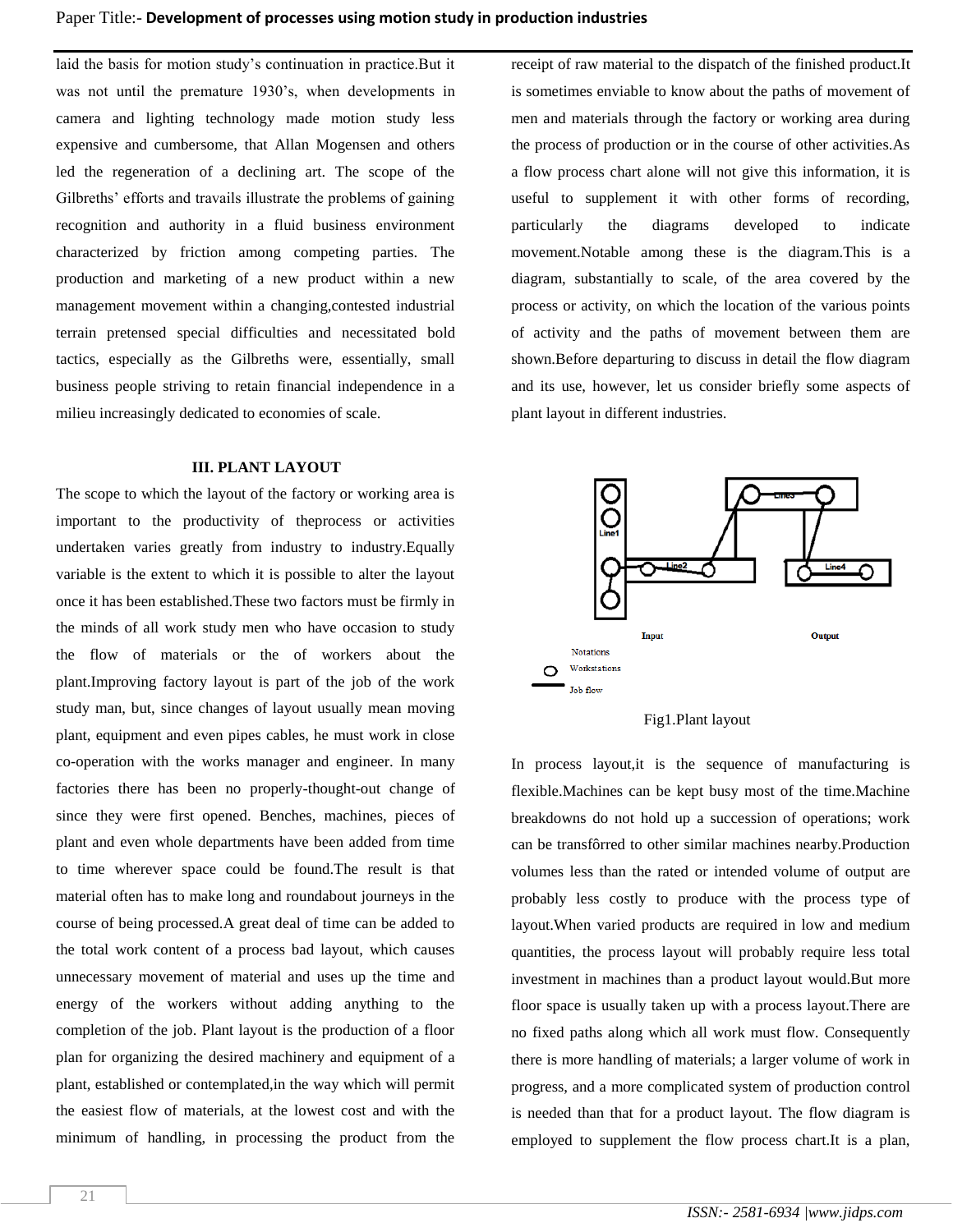laid the basis for motion study's continuation in practice.But it was not until the premature 1930's, when developments in camera and lighting technology made motion study less expensive and cumbersome, that Allan Mogensen and others led the regeneration of a declining art. The scope of the Gilbreths' efforts and travails illustrate the problems of gaining recognition and authority in a fluid business environment characterized by friction among competing parties. The production and marketing of a new product within a new management movement within a changing,contested industrial terrain pretensed special difficulties and necessitated bold tactics, especially as the Gilbreths were, essentially, small business people striving to retain financial independence in a milieu increasingly dedicated to economies of scale.

### III. PLANT LAYOUT

The scope to which the layout of the factory or working area is important to the productivity of theprocess or activities undertaken varies greatly from industry to industry.Equally variable is the extent to which it is possible to alter the layout once it has been established.These two factors must be firmly in the minds of all work study men who have occasion to study the flow of materials or the of workers about the plant.Improving factory layout is part of the job of the work study man, but, since changes of layout usually mean moving plant, equipment and even pipes cables, he must work in close co-operation with the works manager and engineer. In many factories there has been no properly-thought-out change of since they were first opened. Benches, machines, pieces of plant and even whole departments have been added from time to time wherever space could be found.The result is that material often has to make long and roundabout journeys in the course of being processed.A great deal of time can be added to the total work content of a process bad layout, which causes unnecessary movement of material and uses up the time and energy of the workers without adding anything to the completion of the job. Plant layout is the production of a floor plan for organizing the desired machinery and equipment of a plant, established or contemplated,in the way which will permit the easiest flow of materials, at the lowest cost and with the minimum of handling, in processing the product from the receipt of raw material to the dispatch of the finished product.It is sometimes enviable to know about the paths of movement of men and materials through the factory or working area during the process of production or in the course of other activities.As a flow process chart alone will not give this information, it is useful to supplement it with other forms of recording, particularly the diagrams developed to indicate movement.Notable among these is the diagram.This is a diagram, substantially to scale, of the area covered by the process or activity, on which the location of the various points of activity and the paths of movement between them are shown.Before departuring to discuss in detail the flow diagram and its use, however, let us consider briefly some aspects of plant layout in different industries.

Fig1.Plant layout

In process layout,it is the sequence of manufacturing is flexible.Machines can be kept busy most of the time.Machine breakdowns do not hold up a succession of operations; work can be transfôrred to other similar machines nearby.Production volumes less than the rated or intended volume of output are probably less costly to produce with the process type of layout.When varied products are required in low and medium quantities, the process layout will probably require less total investment in machines than a product layout would.But more floor space is usually taken up with a process layout.There are no fixed paths along which all work must flow. Consequently there is more handling of materials; a larger volume of work in progress, and a more complicated system of production control is needed than that for a product layout. The flow diagram is employed to supplement the flow process chart.It is a plan,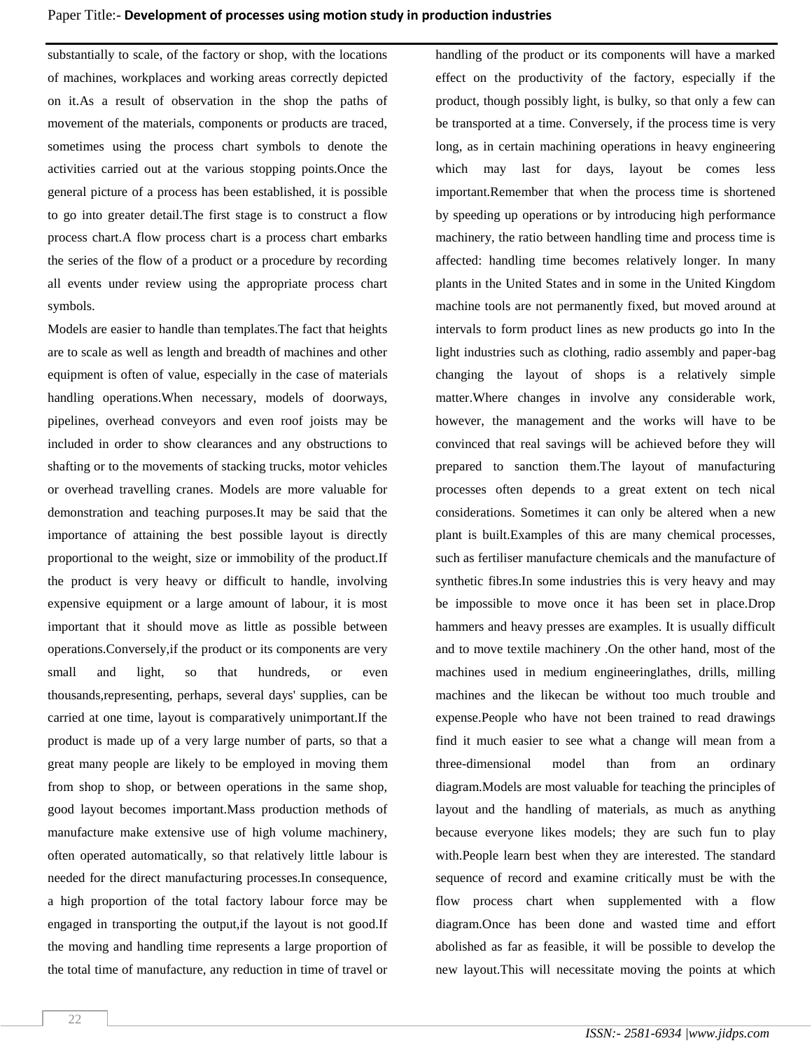substantially to scale, of the factory or shop, with the locations of machines, workplaces and working areas correctly depicted on it.As a result of observation in the shop the paths of movement of the materials, components or products are traced, sometimes using the process chart symbols to denote the activities carried out at the various stopping points.Once the general picture of a process has been established, it is possible to go into greater detail.The first stage is to construct a flow process chart.A flow process chart is a process chart embarks the series of the flow of a product or a procedure by recording all events under review using the appropriate process chart symbols.

Models are easier to handle than templates.The fact that heights are to scale as well as length and breadth of machines and other equipment is often of value, especially in the case of materials handling operations.When necessary, models of doorways, pipelines, overhead conveyors and even roof joists may be included in order to show clearances and any obstructions to shafting or to the movements of stacking trucks, motor vehicles or overhead travelling cranes. Models are more valuable for demonstration and teaching purposes.It may be said that the importance of attaining the best possible layout is directly proportional to the weight, size or immobility of the product.If the product is very heavy or difficult to handle, involving expensive equipment or a large amount of labour, it is most important that it should move as little as possible between operations.Conversely,if the product or its components are very small and light, so that hundreds, or even thousands,representing, perhaps, several days' supplies, can be carried at one time, layout is comparatively unimportant.If the product is made up of a very large number of parts, so that a great many people are likely to be employed in moving them from shop to shop, or between operations in the same shop, good layout becomes important.Mass production methods of manufacture make extensive use of high volume machinery, often operated automatically, so that relatively little labour is needed for the direct manufacturing processes.In consequence, a high proportion of the total factory labour force may be engaged in transporting the output,if the layout is not good.If the moving and handling time represents a large proportion of the total time of manufacture, any reduction in time of travel or handling of the product or its components will have a marked effect on the productivity of the factory, especially if the product, though possibly light, is bulky, so that only a few can be transported at a time. Conversely, if the process time is very long, as in certain machining operations in heavy engineering which may last for days, layout be comes less important.Remember that when the process time is shortened by speeding up operations or by introducing high performance machinery, the ratio between handling time and process time is affected: handling time becomes relatively longer. In many plants in the United States and in some in the United Kingdom machine tools are not permanently fixed, but moved around at intervals to form product lines as new products go into In the light industries such as clothing, radio assembly and paper-bag changing the layout of shops is a relatively simple matter.Where changes in involve any considerable work, however, the management and the works will have to be convinced that real savings will be achieved before they will prepared to sanction them.The layout of manufacturing processes often depends to a great extent on tech nical considerations. Sometimes it can only be altered when a new plant is built.Examples of this are many chemical processes, such as fertiliser manufacture chemicals and the manufacture of synthetic fibres.In some industries this is very heavy and may be impossible to move once it has been set in place.Drop hammers and heavy presses are examples. It is usually difficult and to move textile machinery .On the other hand, most of the machines used in medium engineeringlathes, drills, milling machines and the likecan be without too much trouble and expense.People who have not been trained to read drawings find it much easier to see what a change will mean from a three-dimensional model than from an ordinary diagram.Models are most valuable for teaching the principles of layout and the handling of materials, as much as anything because everyone likes models; they are such fun to play with.People learn best when they are interested. The standard sequence of record and examine critically must be with the flow process chart when supplemented with a flow diagram.Once has been done and wasted time and effort abolished as far as feasible, it will be possible to develop the new layout.This will necessitate moving the points at which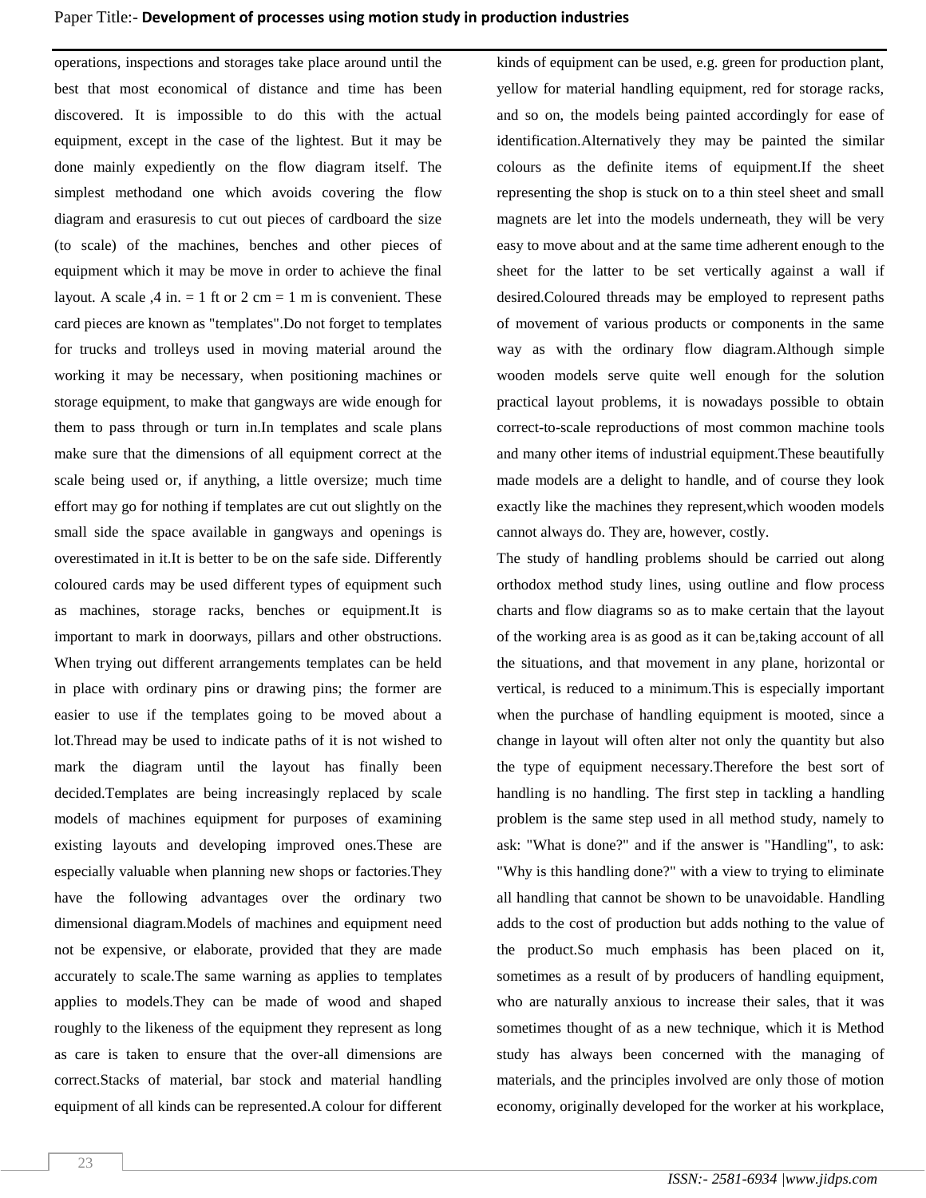operations, inspections and storages take place around until the best that most economical of distance and time has been discovered. It is impossible to do this with the actual equipment, except in the case of the lightest. But it may be done mainly expediently on the flow diagram itself. The simplest methodand one which avoids covering the flow diagram and erasuresis to cut out pieces of cardboard the size (to scale) of the machines, benches and other pieces of equipment which it may be move in order to achieve the final layout. A scale ,4 in. = 1 ft or 2 cm = 1 m is convenient. These card pieces are known as "templates".Do not forget to templates for trucks and trolleys used in moving material around the working it may be necessary, when positioning machines or storage equipment, to make that gangways are wide enough for them to pass through or turn in.In templates and scale plans make sure that the dimensions of all equipment correct at the scale being used or, if anything, a little oversize; much time effort may go for nothing if templates are cut out slightly on the small side the space available in gangways and openings is overestimated in it.It is better to be on the safe side. Differently coloured cards may be used different types of equipment such as machines, storage racks, benches or equipment.It is important to mark in doorways, pillars and other obstructions. When trying out different arrangements templates can be held in place with ordinary pins or drawing pins; the former are easier to use if the templates going to be moved about a lot.Thread may be used to indicate paths of it is not wished to mark the diagram until the layout has finally been decided.Templates are being increasingly replaced by scale models of machines equipment for purposes of examining existing layouts and developing improved ones.These are especially valuable when planning new shops or factories.They have the following advantages over the ordinary two dimensional diagram.Models of machines and equipment need not be expensive, or elaborate, provided that they are made accurately to scale.The same warning as applies to templates applies to models.They can be made of wood and shaped roughly to the likeness of the equipment they represent as long as care is taken to ensure that the over-all dimensions are correct.Stacks of material, bar stock and material handling equipment of all kinds can be represented.A colour for different kinds of equipment can be used, e.g. green for production plant, yellow for material handling equipment, red for storage racks, and so on, the models being painted accordingly for ease of identification.Alternatively they may be painted the similar colours as the definite items of equipment.If the sheet representing the shop is stuck on to a thin steel sheet and small magnets are let into the models underneath, they will be very easy to move about and at the same time adherent enough to the sheet for the latter to be set vertically against a wall if desired.Coloured threads may be employed to represent paths of movement of various products or components in the same way as with the ordinary flow diagram.Although simple wooden models serve quite well enough for the solution practical layout problems, it is nowadays possible to obtain correct-to-scale reproductions of most common machine tools and many other items of industrial equipment.These beautifully made models are a delight to handle, and of course they look exactly like the machines they represent,which wooden models cannot always do. They are, however, costly.

The study of handling problems should be carried out along orthodox method study lines, using outline and flow process charts and flow diagrams so as to make certain that the layout of the working area is as good as it can be,taking account of all the situations, and that movement in any plane, horizontal or vertical, is reduced to a minimum.This is especially important when the purchase of handling equipment is mooted, since a change in layout will often alter not only the quantity but also the type of equipment necessary.Therefore the best sort of handling is no handling. The first step in tackling a handling problem is the same step used in all method study, namely to ask: "What is done?" and if the answer is "Handling", to ask: "Why is this handling done?" with a view to trying to eliminate all handling that cannot be shown to be unavoidable. Handling adds to the cost of production but adds nothing to the value of the product.So much emphasis has been placed on it, sometimes as a result of by producers of handling equipment, who are naturally anxious to increase their sales, that it was sometimes thought of as a new technique, which it is Method study has always been concerned with the managing of materials, and the principles involved are only those of motion economy, originally developed for the worker at his workplace,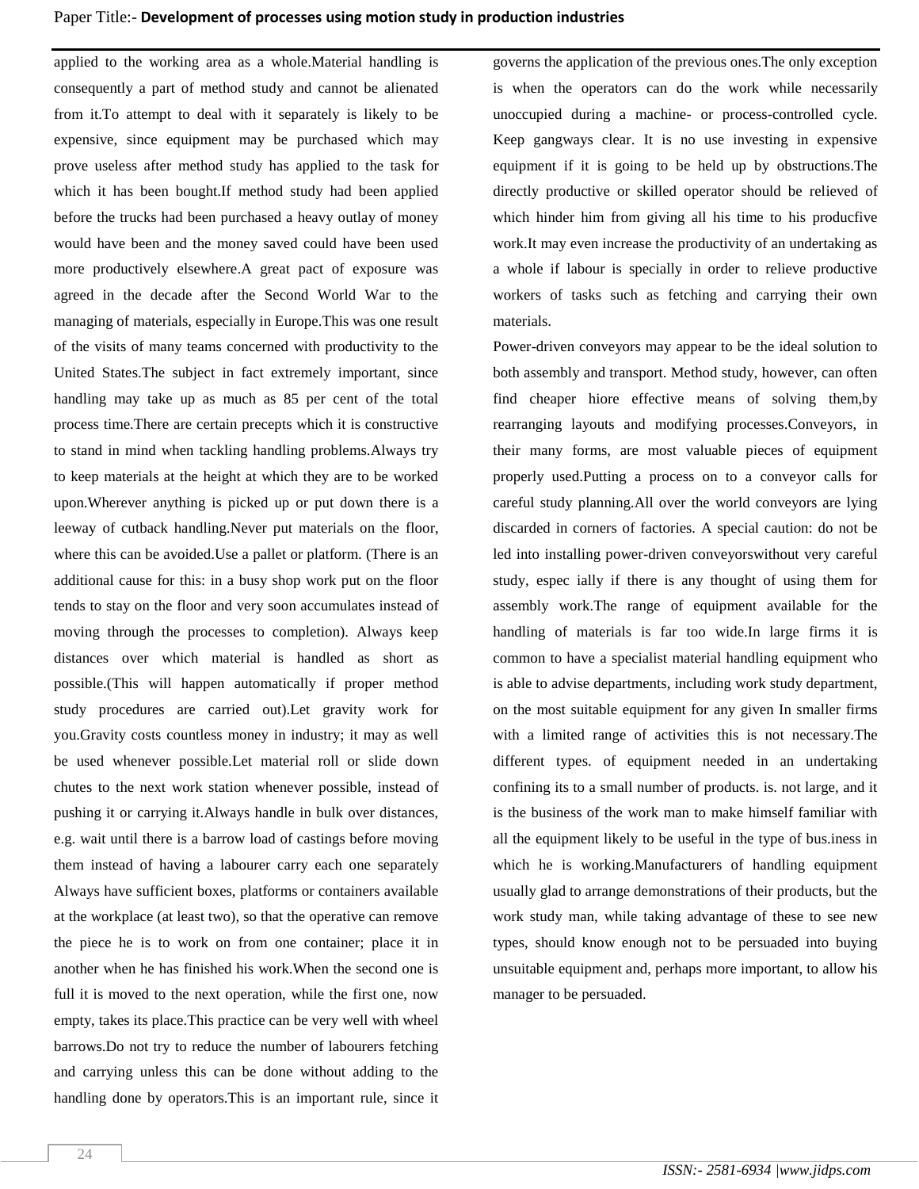applied to the working area as a whole.Material handling is consequently a part of method study and cannot be alienated from it.To attempt to deal with it separately is likely to be expensive, since equipment may be purchased which may prove useless after method study has applied to the task for which it has been bought.If method study had been applied before the trucks had been purchased a heavy outlay of money would have been and the money saved could have been used more productively elsewhere.A great pact of exposure was agreed in the decade after the Second World War to the managing of materials, especially in Europe.This was one result of the visits of many teams concerned with productivity to the United States.The subject in fact extremely important, since handling may take up as much as 85 per cent of the total process time.There are certain precepts which it is constructive to stand in mind when tackling handling problems.Always try to keep materials at the height at which they are to be worked upon.Wherever anything is picked up or put down there is a leeway of cutback handling.Never put materials on the floor, where this can be avoided.Use a pallet or platform. (There is an additional cause for this: in a busy shop work put on the floor tends to stay on the floor and very soon accumulates instead of moving through the processes to completion). Always keep distances over which material is handled as short as possible.(This will happen automatically if proper method study procedures are carried out).Let gravity work for you.Gravity costs countless money in industry; it may as well be used whenever possible.Let material roll or slide down chutes to the next work station whenever possible, instead of pushing it or carrying it.Always handle in bulk over distances, e.g. wait until there is a barrow load of castings before moving them instead of having a labourer carry each one separately Always have sufficient boxes, platforms or containers available at the workplace (at least two), so that the operative can remove the piece he is to work on from one container; place it in another when he has finished his work.When the second one is full it is moved to the next operation, while the first one, now empty, takes its place.This practice can be very well with wheel barrows.Do not try to reduce the number of labourers fetching and carrying unless this can be done without adding to the handling done by operators.This is an important rule, since it governs the application of the previous ones.The only exception is when the operators can do the work while necessarily unoccupied during a machine- or process-controlled cycle. Keep gangways clear. It is no use investing in expensive equipment if it is going to be held up by obstructions.The directly productive or skilled operator should be relieved of which hinder him from giving all his time to his producfive work.It may even increase the productivity of an undertaking as a whole if labour is specially in order to relieve productive workers of tasks such as fetching and carrying their own materials.

Power-driven conveyors may appear to be the ideal solution to both assembly and transport. Method study, however, can often find cheaper hiore effective means of solving them,by rearranging layouts and modifying processes.Conveyors, in their many forms, are most valuable pieces of equipment properly used.Putting a process on to a conveyor calls for careful study planning.All over the world conveyors are lying discarded in corners of factories. A special caution: do not be led into installing power-driven conveyorswithout very careful study, espec ially if there is any thought of using them for assembly work.The range of equipment available for the handling of materials is far too wide.In large firms it is common to have a specialist material handling equipment who is able to advise departments, including work study department, on the most suitable equipment for any given In smaller firms with a limited range of activities this is not necessary.The different types. of equipment needed in an undertaking confining its to a small number of products. is. not large, and it is the business of the work man to make himself familiar with all the equipment likely to be useful in the type of bus.iness in which he is working.Manufacturers of handling equipment usually glad to arrange demonstrations of their products, but the work study man, while taking advantage of these to see new types, should know enough not to be persuaded into buying unsuitable equipment and, perhaps more important, to allow his manager to be persuaded.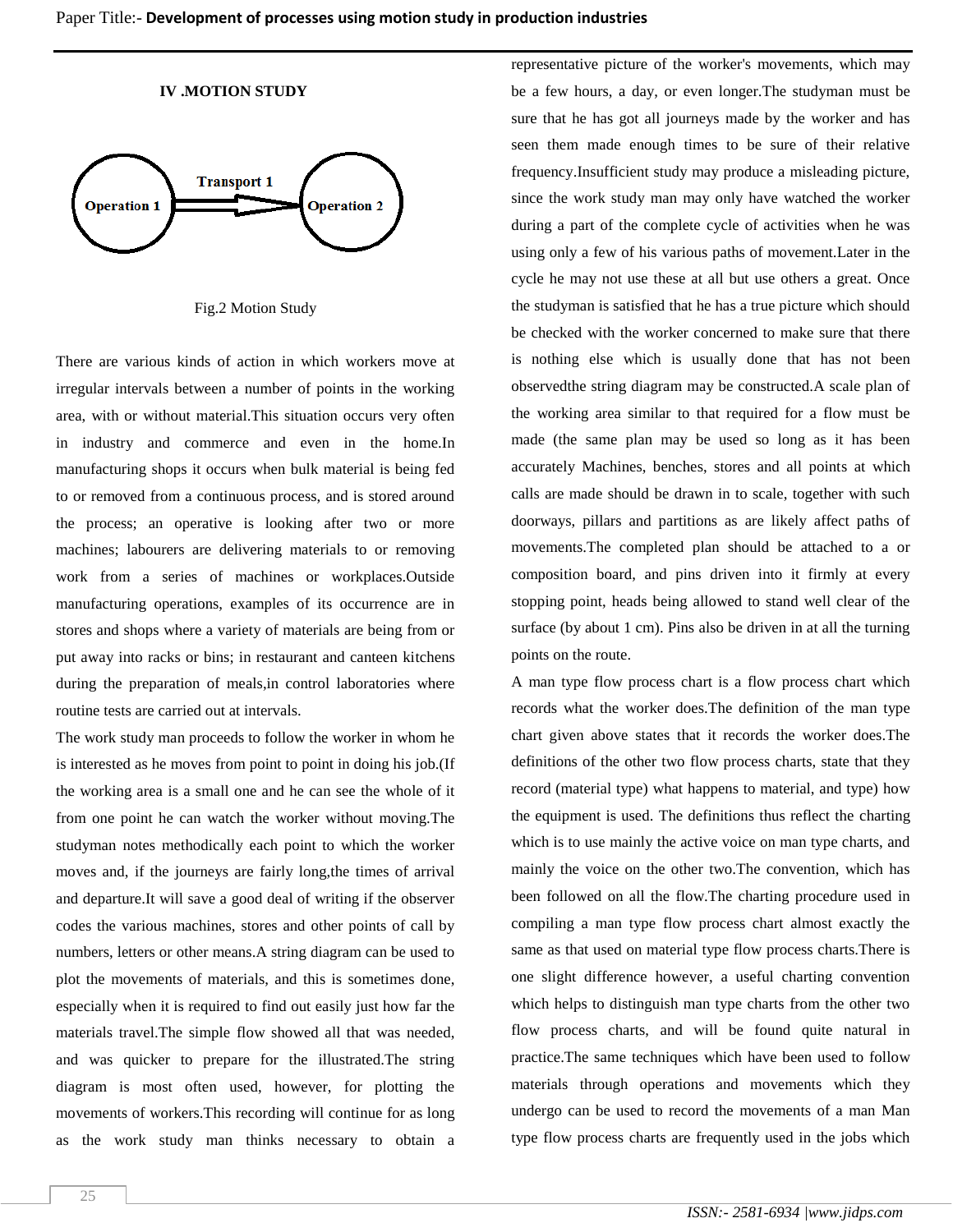## IV .MOTION STUDY

Fig.2 Motion Study

There are various kinds of action in which workers move at irregular intervals between a number of points in the working area, with or without material.This situation occurs very often in industry and commerce and even in the home.In manufacturing shops it occurs when bulk material is being fed to or removed from a continuous process, and is stored around the process; an operative is looking after two or more machines; labourers are delivering materials to or removing work from a series of machines or workplaces.Outside manufacturing operations, examples of its occurrence are in stores and shops where a variety of materials are being from or put away into racks or bins; in restaurant and canteen kitchens during the preparation of meals,in control laboratories where routine tests are carried out at intervals.

The work study man proceeds to follow the worker in whom he is interested as he moves from point to point in doing his job.(If the working area is a small one and he can see the whole of it from one point he can watch the worker without moving.The studyman notes methodically each point to which the worker moves and, if the journeys are fairly long,the times of arrival and departure.It will save a good deal of writing if the observer codes the various machines, stores and other points of call by numbers, letters or other means.A string diagram can be used to plot the movements of materials, and this is sometimes done, especially when it is required to find out easily just how far the materials travel.The simple flow showed all that was needed, and was quicker to prepare for the illustrated.The string diagram is most often used, however, for plotting the movements of workers.This recording will continue for as long as the work study man thinks necessary to obtain a representative picture of the worker's movements, which may be a few hours, a day, or even longer.The studyman must be sure that he has got all journeys made by the worker and has seen them made enough times to be sure of their relative frequency.Insufficient study may produce a misleading picture, since the work study man may only have watched the worker during a part of the complete cycle of activities when he was using only a few of his various paths of movement.Later in the cycle he may not use these at all but use others a great. Once the studyman is satisfied that he has a true picture which should be checked with the worker concerned to make sure that there is nothing else which is usually done that has not been observedthe string diagram may be constructed.A scale plan of the working area similar to that required for a flow must be made (the same plan may be used so long as it has been accurately Machines, benches, stores and all points at which calls are made should be drawn in to scale, together with such doorways, pillars and partitions as are likely affect paths of movements.The completed plan should be attached to a or composition board, and pins driven into it firmly at every stopping point, heads being allowed to stand well clear of the surface (by about 1 cm). Pins also be driven in at all the turning points on the route.

A man type flow process chart is a flow process chart which records what the worker does.The definition of the man type chart given above states that it records the worker does.The definitions of the other two flow process charts, state that they record (material type) what happens to material, and type) how the equipment is used. The definitions thus reflect the charting which is to use mainly the active voice on man type charts, and mainly the voice on the other two.The convention, which has been followed on all the flow.The charting procedure used in compiling a man type flow process chart almost exactly the same as that used on material type flow process charts.There is one slight difference however, a useful charting convention which helps to distinguish man type charts from the other two flow process charts, and will be found quite natural in practice.The same techniques which have been used to follow materials through operations and movements which they undergo can be used to record the movements of a man Man type flow process charts are frequently used in the jobs which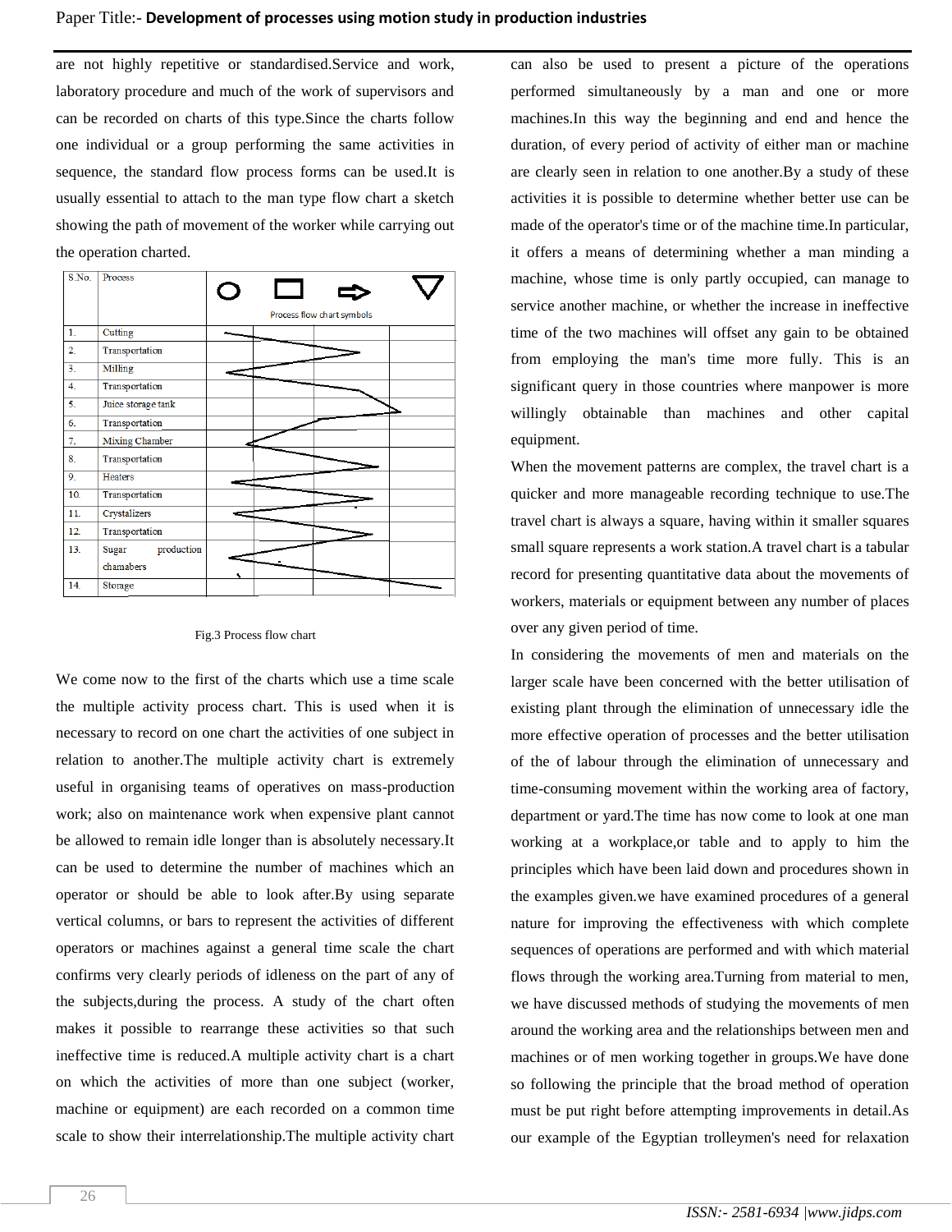are not highly repetitive or standardised.Service and work, laboratory procedure and much of the work of supervisors and can be recorded on charts of this type.Since the charts follow one individual or a group performing the same activities in sequence, the standard flow process forms can be used.It is usually essential to attach to the man type flow chart a sketch showing the path of movement of the worker while carrying out the operation charted.

| S.No. | Process | ○ | □ | ⇨ | ▽ |
|---|---|---|---|---|---|
| 1. | Cutting | | | | |
| 2. | Transportation | | | | |
| 3. | Milling | | | | |
| 4. | Transportation | | | | |
| 5. | Juice storage tank | | | | |
| 6. | Transportation | | | | |
| 7. | Mixing Chamber | | | | |
| 8. | Transportation | | | | |
| 9. | Heaters | | | | |
| 10. | Transportation | | | | |
| 11. | Crystalizers | | | | |
| 12. | Transportation | | | | |
| 13. | Sugar production chamabers | | | | |
| 14. | Storage | | | | |

Process flow chart symbols

Fig.3 Process flow chart

We come now to the first of the charts which use a time scale the multiple activity process chart. This is used when it is necessary to record on one chart the activities of one subject in relation to another.The multiple activity chart is extremely useful in organising teams of operatives on mass-production work; also on maintenance work when expensive plant cannot be allowed to remain idle longer than is absolutely necessary.It can be used to determine the number of machines which an operator or should be able to look after.By using separate vertical columns, or bars to represent the activities of different operators or machines against a general time scale the chart confirms very clearly periods of idleness on the part of any of the subjects,during the process. A study of the chart often makes it possible to rearrange these activities so that such ineffective time is reduced.A multiple activity chart is a chart on which the activities of more than one subject (worker, machine or equipment) are each recorded on a common time scale to show their interrelationship.The multiple activity chart can also be used to present a picture of the operations performed simultaneously by a man and one or more machines.In this way the beginning and end and hence the duration, of every period of activity of either man or machine are clearly seen in relation to one another.By a study of these activities it is possible to determine whether better use can be made of the operator's time or of the machine time.In particular, it offers a means of determining whether a man minding a machine, whose time is only partly occupied, can manage to service another machine, or whether the increase in ineffective time of the two machines will offset any gain to be obtained from employing the man's time more fully. This is an significant query in those countries where manpower is more willingly obtainable than machines and other capital equipment.

When the movement patterns are complex, the travel chart is a quicker and more manageable recording technique to use.The travel chart is always a square, having within it smaller squares small square represents a work station.A travel chart is a tabular record for presenting quantitative data about the movements of workers, materials or equipment between any number of places over any given period of time.

In considering the movements of men and materials on the larger scale have been concerned with the better utilisation of existing plant through the elimination of unnecessary idle the more effective operation of processes and the better utilisation of the of labour through the elimination of unnecessary and time-consuming movement within the working area of factory, department or yard.The time has now come to look at one man working at a workplace,or table and to apply to him the principles which have been laid down and procedures shown in the examples given.we have examined procedures of a general nature for improving the effectiveness with which complete sequences of operations are performed and with which material flows through the working area.Turning from material to men, we have discussed methods of studying the movements of men around the working area and the relationships between men and machines or of men working together in groups.We have done so following the principle that the broad method of operation must be put right before attempting improvements in detail.As our example of the Egyptian trolleymen's need for relaxation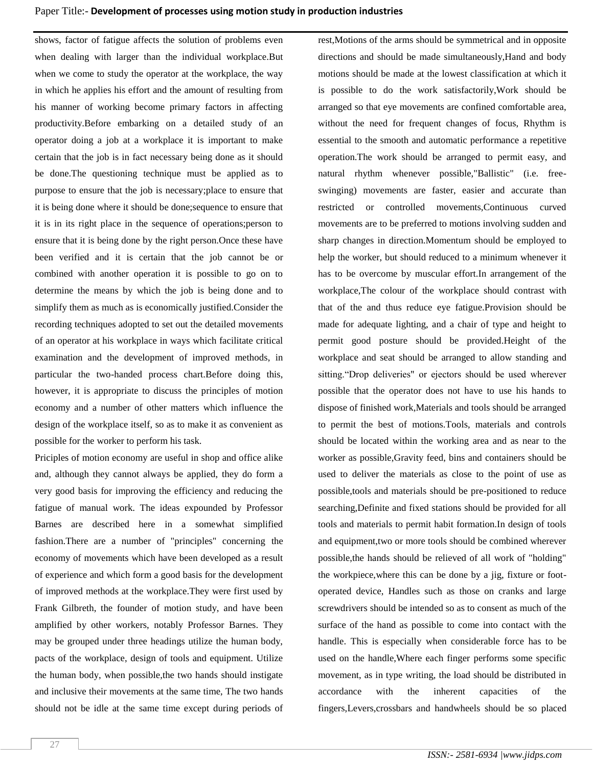shows, factor of fatigue affects the solution of problems even when dealing with larger than the individual workplace.But when we come to study the operator at the workplace, the way in which he applies his effort and the amount of resulting from his manner of working become primary factors in affecting productivity.Before embarking on a detailed study of an operator doing a job at a workplace it is important to make certain that the job is in fact necessary being done as it should be done.The questioning technique must be applied as to purpose to ensure that the job is necessary;place to ensure that it is being done where it should be done;sequence to ensure that it is in its right place in the sequence of operations;person to ensure that it is being done by the right person.Once these have been verified and it is certain that the job cannot be or combined with another operation it is possible to go on to determine the means by which the job is being done and to simplify them as much as is economically justified.Consider the recording techniques adopted to set out the detailed movements of an operator at his workplace in ways which facilitate critical examination and the development of improved methods, in particular the two-handed process chart.Before doing this, however, it is appropriate to discuss the principles of motion economy and a number of other matters which influence the design of the workplace itself, so as to make it as convenient as possible for the worker to perform his task.

Priciples of motion economy are useful in shop and office alike and, although they cannot always be applied, they do form a very good basis for improving the efficiency and reducing the fatigue of manual work. The ideas expounded by Professor Barnes are described here in a somewhat simplified fashion.There are a number of "principles" concerning the economy of movements which have been developed as a result of experience and which form a good basis for the development of improved methods at the workplace.They were first used by Frank Gilbreth, the founder of motion study, and have been amplified by other workers, notably Professor Barnes. They may be grouped under three headings utilize the human body, pacts of the workplace, design of tools and equipment. Utilize the human body, when possible,the two hands should instigate and inclusive their movements at the same time, The two hands should not be idle at the same time except during periods of rest,Motions of the arms should be symmetrical and in opposite directions and should be made simultaneously,Hand and body motions should be made at the lowest classification at which it is possible to do the work satisfactorily,Work should be arranged so that eye movements are confined comfortable area, without the need for frequent changes of focus, Rhythm is essential to the smooth and automatic performance a repetitive operation.The work should be arranged to permit easy, and natural rhythm whenever possible,"Ballistic" (i.e. free-swinging) movements are faster, easier and accurate than restricted or controlled movements,Continuous curved movements are to be preferred to motions involving sudden and sharp changes in direction.Momentum should be employed to help the worker, but should reduced to a minimum whenever it has to be overcome by muscular effort.In arrangement of the workplace,The colour of the workplace should contrast with that of the and thus reduce eye fatigue.Provision should be made for adequate lighting, and a chair of type and height to permit good posture should be provided.Height of the workplace and seat should be arranged to allow standing and sitting."Drop deliveries" or ejectors should be used wherever possible that the operator does not have to use his hands to dispose of finished work,Materials and tools should be arranged to permit the best of motions.Tools, materials and controls should be located within the working area and as near to the worker as possible,Gravity feed, bins and containers should be used to deliver the materials as close to the point of use as possible,tools and materials should be pre-positioned to reduce searching,Definite and fixed stations should be provided for all tools and materials to permit habit formation.In design of tools and equipment,two or more tools should be combined wherever possible,the hands should be relieved of all work of "holding" the workpiece,where this can be done by a jig, fixture or foot-operated device, Handles such as those on cranks and large screwdrivers should be intended so as to consent as much of the surface of the hand as possible to come into contact with the handle. This is especially when considerable force has to be used on the handle,Where each finger performs some specific movement, as in type writing, the load should be distributed in accordance with the inherent capacities of the fingers,Levers,crossbars and handwheels should be so placed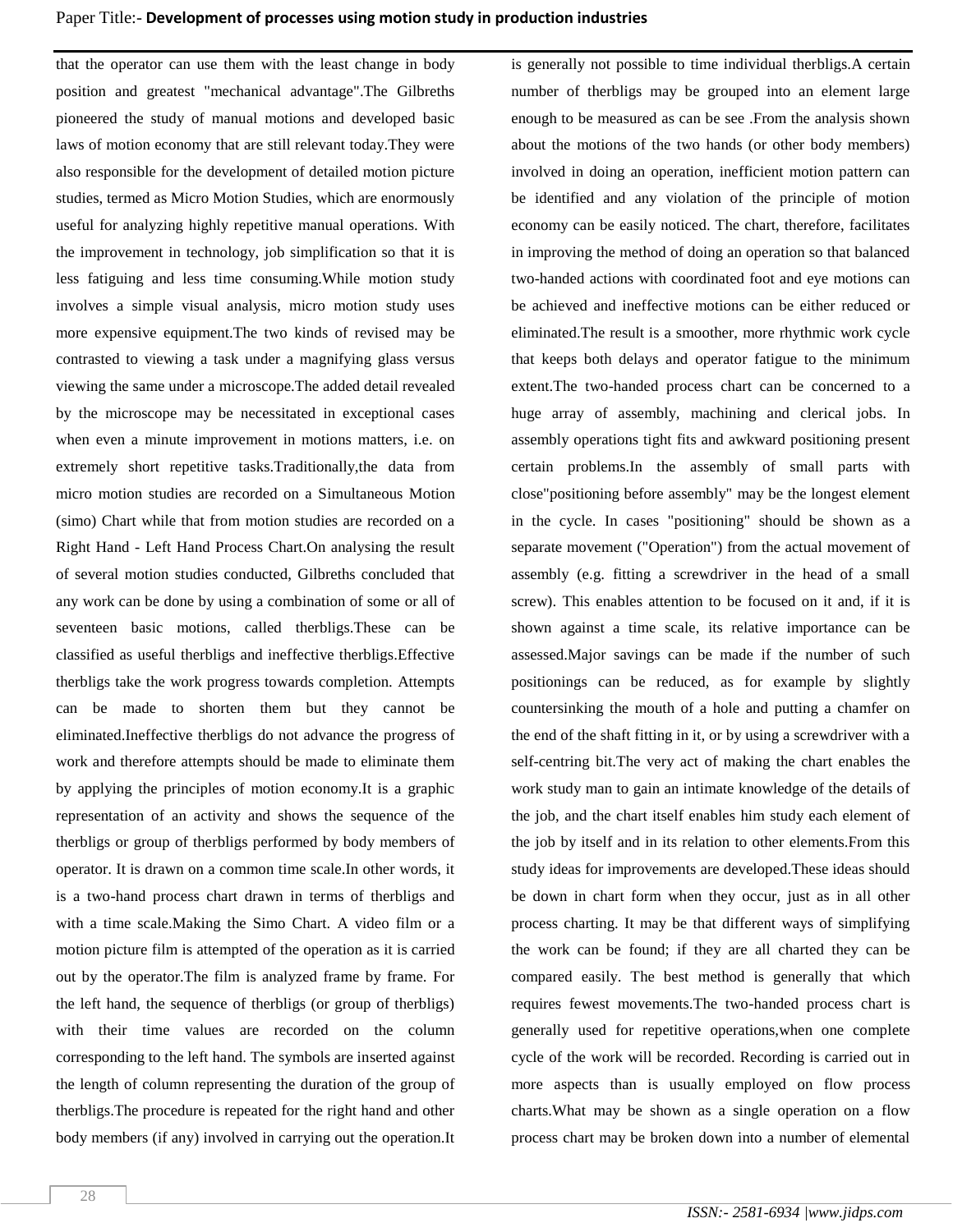that the operator can use them with the least change in body position and greatest "mechanical advantage".The Gilbreths pioneered the study of manual motions and developed basic laws of motion economy that are still relevant today.They were also responsible for the development of detailed motion picture studies, termed as Micro Motion Studies, which are enormously useful for analyzing highly repetitive manual operations. With the improvement in technology, job simplification so that it is less fatiguing and less time consuming.While motion study involves a simple visual analysis, micro motion study uses more expensive equipment.The two kinds of revised may be contrasted to viewing a task under a magnifying glass versus viewing the same under a microscope.The added detail revealed by the microscope may be necessitated in exceptional cases when even a minute improvement in motions matters, i.e. on extremely short repetitive tasks.Traditionally,the data from micro motion studies are recorded on a Simultaneous Motion (simo) Chart while that from motion studies are recorded on a Right Hand - Left Hand Process Chart.On analysing the result of several motion studies conducted, Gilbreths concluded that any work can be done by using a combination of some or all of seventeen basic motions, called therbligs.These can be classified as useful therbligs and ineffective therbligs.Effective therbligs take the work progress towards completion. Attempts can be made to shorten them but they cannot be eliminated.Ineffective therbligs do not advance the progress of work and therefore attempts should be made to eliminate them by applying the principles of motion economy.It is a graphic representation of an activity and shows the sequence of the therbligs or group of therbligs performed by body members of operator. It is drawn on a common time scale.In other words, it is a two-hand process chart drawn in terms of therbligs and with a time scale.Making the Simo Chart. A video film or a motion picture film is attempted of the operation as it is carried out by the operator.The film is analyzed frame by frame. For the left hand, the sequence of therbligs (or group of therbligs) with their time values are recorded on the column corresponding to the left hand. The symbols are inserted against the length of column representing the duration of the group of therbligs.The procedure is repeated for the right hand and other body members (if any) involved in carrying out the operation.It is generally not possible to time individual therbligs.A certain number of therbligs may be grouped into an element large enough to be measured as can be see .From the analysis shown about the motions of the two hands (or other body members) involved in doing an operation, inefficient motion pattern can be identified and any violation of the principle of motion economy can be easily noticed. The chart, therefore, facilitates in improving the method of doing an operation so that balanced two-handed actions with coordinated foot and eye motions can be achieved and ineffective motions can be either reduced or eliminated.The result is a smoother, more rhythmic work cycle that keeps both delays and operator fatigue to the minimum extent.The two-handed process chart can be concerned to a huge array of assembly, machining and clerical jobs. In assembly operations tight fits and awkward positioning present certain problems.In the assembly of small parts with close"positioning before assembly" may be the longest element in the cycle. In cases "positioning" should be shown as a separate movement ("Operation") from the actual movement of assembly (e.g. fitting a screwdriver in the head of a small screw). This enables attention to be focused on it and, if it is shown against a time scale, its relative importance can be assessed.Major savings can be made if the number of such positionings can be reduced, as for example by slightly countersinking the mouth of a hole and putting a chamfer on the end of the shaft fitting in it, or by using a screwdriver with a self-centring bit.The very act of making the chart enables the work study man to gain an intimate knowledge of the details of the job, and the chart itself enables him study each element of the job by itself and in its relation to other elements.From this study ideas for improvements are developed.These ideas should be down in chart form when they occur, just as in all other process charting. It may be that different ways of simplifying the work can be found; if they are all charted they can be compared easily. The best method is generally that which requires fewest movements.The two-handed process chart is generally used for repetitive operations,when one complete cycle of the work will be recorded. Recording is carried out in more aspects than is usually employed on flow process charts.What may be shown as a single operation on a flow process chart may be broken down into a number of elemental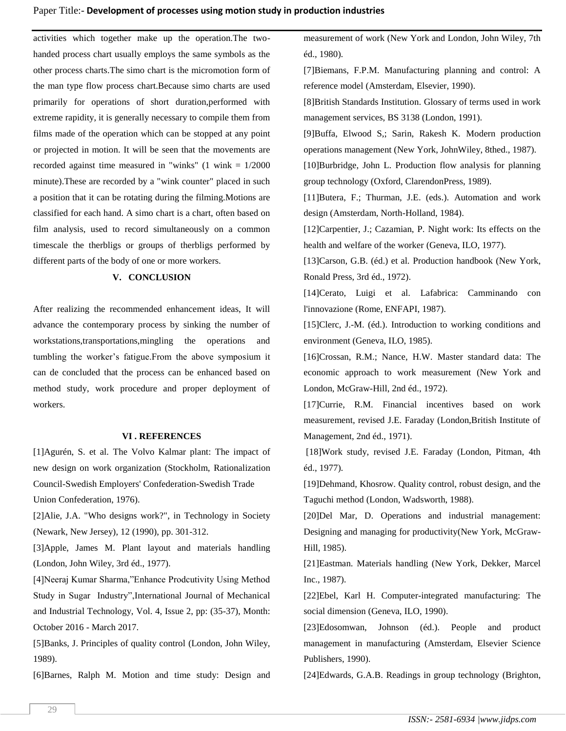activities which together make up the operation.The two-handed process chart usually employs the same symbols as the other process charts.The simo chart is the micromotion form of the man type flow process chart.Because simo charts are used primarily for operations of short duration,performed with extreme rapidity, it is generally necessary to compile them from films made of the operation which can be stopped at any point or projected in motion. It will be seen that the movements are recorded against time measured in "winks" (1 wink = 1/2000 minute).These are recorded by a "wink counter" placed in such a position that it can be rotating during the filming.Motions are classified for each hand. A simo chart is a chart, often based on film analysis, used to record simultaneously on a common timescale the therbligs or groups of therbligs performed by different parts of the body of one or more workers.

## V. CONCLUSION

After realizing the recommended enhancement ideas, It will advance the contemporary process by sinking the number of workstations,transportations,mingling the operations and tumbling the worker’s fatigue.From the above symposium it can de concluded that the process can be enhanced based on method study, work procedure and proper deployment of workers.

## VI . REFERENCES

[1]Agurén, S. et al. The Volvo Kalmar plant: The impact of new design on work organization (Stockholm, Rationalization Council-Swedish Employers' Confederation-Swedish Trade Union Confederation, 1976).

[2]Alie, J.A. "Who designs work?", in Technology in Society (Newark, New Jersey), 12 (1990), pp. 301-312.

[3]Apple, James M. Plant layout and materials handling (London, John Wiley, 3rd éd., 1977).

[4]Neeraj Kumar Sharma,”Enhance Prodcutivity Using Method Study in Sugar Industry”,International Journal of Mechanical and Industrial Technology, Vol. 4, Issue 2, pp: (35-37), Month: October 2016 - March 2017.

[5]Banks, J. Principles of quality control (London, John Wiley, 1989).

[6]Barnes, Ralph M. Motion and time study: Design and measurement of work (New York and London, John Wiley, 7th éd., 1980).

[7]Biemans, F.P.M. Manufacturing planning and control: A reference model (Amsterdam, Elsevier, 1990).

[8]British Standards Institution. Glossary of terms used in work management services, BS 3138 (London, 1991).

[9]Buffa, Elwood S,; Sarin, Rakesh K. Modern production operations management (New York, JohnWiley, 8thed., 1987).

[10]Burbridge, John L. Production flow analysis for planning group technology (Oxford, ClarendonPress, 1989).

[11]Butera, F.; Thurman, J.E. (eds.). Automation and work design (Amsterdam, North-Holland, 1984).

[12]Carpentier, J.; Cazamian, P. Night work: Its effects on the health and welfare of the worker (Geneva, ILO, 1977).

[13]Carson, G.B. (éd.) et al. Production handbook (New York, Ronald Press, 3rd éd., 1972).

[14]Cerato, Luigi et al. Lafabrica: Camminando con l'innovazione (Rome, ENFAPI, 1987).

[15]Clerc, J.-M. (éd.). Introduction to working conditions and environment (Geneva, ILO, 1985).

[16]Crossan, R.M.; Nance, H.W. Master standard data: The economic approach to work measurement (New York and London, McGraw-Hill, 2nd éd., 1972).

[17]Currie, R.M. Financial incentives based on work measurement, revised J.E. Faraday (London,British Institute of Management, 2nd éd., 1971).

[18]Work study, revised J.E. Faraday (London, Pitman, 4th éd., 1977).

[19]Dehmand, Khosrow. Quality control, robust design, and the Taguchi method (London, Wadsworth, 1988).

[20]Del Mar, D. Operations and industrial management: Designing and managing for productivity(New York, McGraw-Hill, 1985).

[21]Eastman. Materials handling (New York, Dekker, Marcel Inc., 1987).

[22]Ebel, Karl H. Computer-integrated manufacturing: The social dimension (Geneva, ILO, 1990).

[23]Edosomwan, Johnson (éd.). People and product management in manufacturing (Amsterdam, Elsevier Science Publishers, 1990).

[24]Edwards, G.A.B. Readings in group technology (Brighton,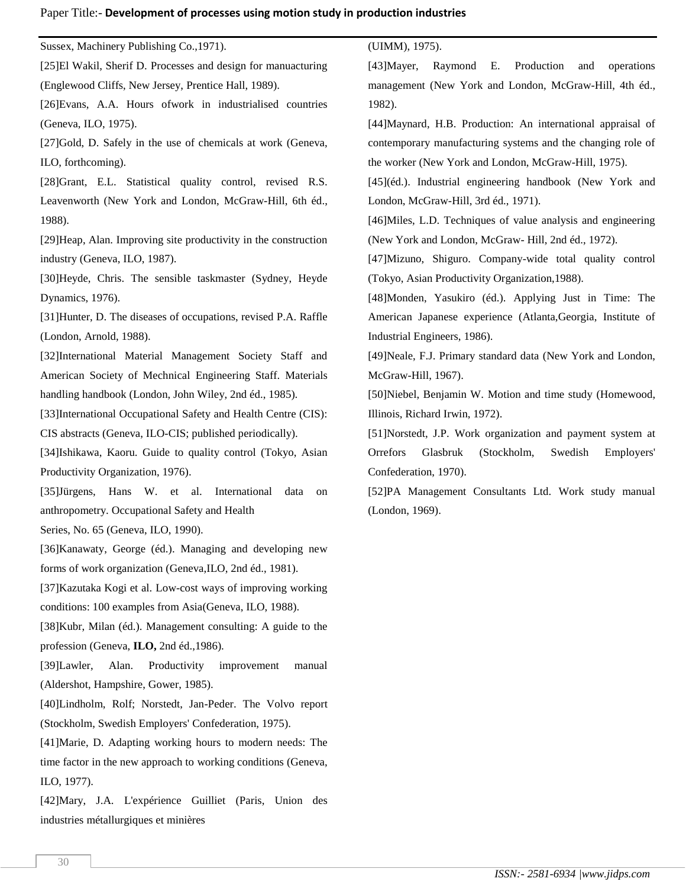Sussex, Machinery Publishing Co.,1971).

[25]El Wakil, Sherif D. Processes and design for manuacturing (Englewood Cliffs, New Jersey, Prentice Hall, 1989).

[26]Evans, A.A. Hours ofwork in industrialised countries (Geneva, ILO, 1975).

[27]Gold, D. Safely in the use of chemicals at work (Geneva, ILO, forthcoming).

[28]Grant, E.L. Statistical quality control, revised R.S. Leavenworth (New York and London, McGraw-Hill, 6th éd., 1988).

[29]Heap, Alan. Improving site productivity in the construction industry (Geneva, ILO, 1987).

[30]Heyde, Chris. The sensible taskmaster (Sydney, Heyde Dynamics, 1976).

[31]Hunter, D. The diseases of occupations, revised P.A. Raffle (London, Arnold, 1988).

[32]International Material Management Society Staff and American Society of Mechnical Engineering Staff. Materials handling handbook (London, John Wiley, 2nd éd., 1985).

[33]International Occupational Safety and Health Centre (CIS): CIS abstracts (Geneva, ILO-CIS; published periodically).

[34]Ishikawa, Kaoru. Guide to quality control (Tokyo, Asian Productivity Organization, 1976).

[35]Jürgens, Hans W. et al. International data on anthropometry. Occupational Safety and Health Series, No. 65 (Geneva, ILO, 1990).

[36]Kanawaty, George (éd.). Managing and developing new forms of work organization (Geneva,ILO, 2nd éd., 1981).

[37]Kazutaka Kogi et al. Low-cost ways of improving working conditions: 100 examples from Asia(Geneva, ILO, 1988).

[38]Kubr, Milan (éd.). Management consulting: A guide to the profession (Geneva, **ILO,** 2nd éd.,1986).

[39]Lawler, Alan. Productivity improvement manual (Aldershot, Hampshire, Gower, 1985).

[40]Lindholm, Rolf; Norstedt, Jan-Peder. The Volvo report (Stockholm, Swedish Employers' Confederation, 1975).

[41]Marie, D. Adapting working hours to modern needs: The time factor in the new approach to working conditions (Geneva, ILO, 1977).

[42]Mary, J.A. L'expérience Guilliet (Paris, Union des industries métallurgiques et minières (UIMM), 1975).

[43]Mayer, Raymond E. Production and operations management (New York and London, McGraw-Hill, 4th éd., 1982).

[44]Maynard, H.B. Production: An international appraisal of contemporary manufacturing systems and the changing role of the worker (New York and London, McGraw-Hill, 1975).

[45](éd.). Industrial engineering handbook (New York and London, McGraw-Hill, 3rd éd., 1971).

[46]Miles, L.D. Techniques of value analysis and engineering (New York and London, McGraw- Hill, 2nd éd., 1972).

[47]Mizuno, Shiguro. Company-wide total quality control (Tokyo, Asian Productivity Organization,1988).

[48]Monden, Yasukiro (éd.). Applying Just in Time: The American Japanese experience (Atlanta,Georgia, Institute of Industrial Engineers, 1986).

[49]Neale, F.J. Primary standard data (New York and London, McGraw-Hill, 1967).

[50]Niebel, Benjamin W. Motion and time study (Homewood, Illinois, Richard Irwin, 1972).

[51]Norstedt, J.P. Work organization and payment system at Orrefors Glasbruk (Stockholm, Swedish Employers' Confederation, 1970).

[52]PA Management Consultants Ltd. Work study manual (London, 1969).